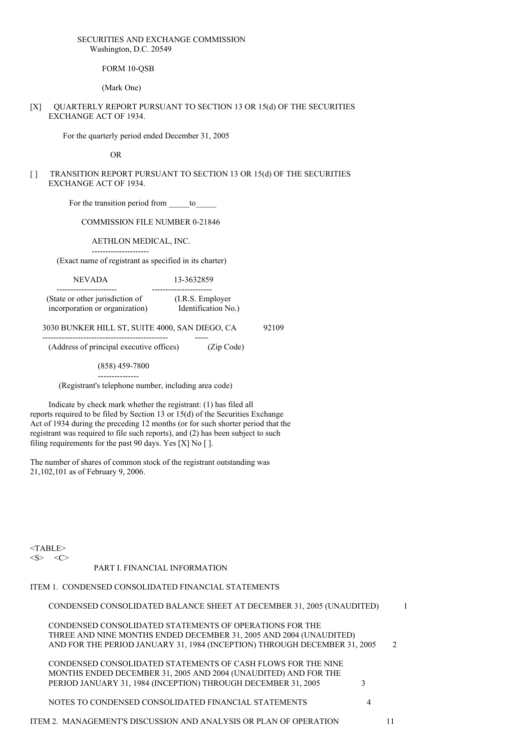SECURITIES AND EXCHANGE COMMISSION
Washington, D.C. 20549

FORM 10-QSB

(Mark One)

[X] QUARTERLY REPORT PURSUANT TO SECTION 13 OR 15(d) OF THE SECURITIES EXCHANGE ACT OF 1934.

For the quarterly period ended December 31, 2005

OR

[ ] TRANSITION REPORT PURSUANT TO SECTION 13 OR 15(d) OF THE SECURITIES EXCHANGE ACT OF 1934.

For the transition period from _____to_____

COMMISSION FILE NUMBER 0-21846

AETHLON MEDICAL, INC.
(Exact name of registrant as specified in its charter)

| NEVADA | 13-3632859 |
|---|---|
| (State or other jurisdiction of incorporation or organization) | (I.R.S. Employer Identification No.) |

| 3030 BUNKER HILL ST, SUITE 4000, SAN DIEGO, CA | 92109 |
|---|---|
| (Address of principal executive offices) | (Zip Code) |

(858) 459-7800
(Registrant's telephone number, including area code)

Indicate by check mark whether the registrant: (1) has filed all reports required to be filed by Section 13 or 15(d) of the Securities Exchange Act of 1934 during the preceding 12 months (or for such shorter period that the registrant was required to file such reports), and (2) has been subject to such filing requirements for the past 90 days. Yes [X] No [ ].

The number of shares of common stock of the registrant outstanding was 21,102,101 as of February 9, 2006.

PART I. FINANCIAL INFORMATION

| | |
|---|---|
| ITEM 1. CONDENSED CONSOLIDATED FINANCIAL STATEMENTS | |
| CONDENSED CONSOLIDATED BALANCE SHEET AT DECEMBER 31, 2005 (UNAUDITED) | 1 |
| CONDENSED CONSOLIDATED STATEMENTS OF OPERATIONS FOR THE THREE AND NINE MONTHS ENDED DECEMBER 31, 2005 AND 2004 (UNAUDITED) AND FOR THE PERIOD JANUARY 31, 1984 (INCEPTION) THROUGH DECEMBER 31, 2005 | 2 |
| CONDENSED CONSOLIDATED STATEMENTS OF CASH FLOWS FOR THE NINE MONTHS ENDED DECEMBER 31, 2005 AND 2004 (UNAUDITED) AND FOR THE PERIOD JANUARY 31, 1984 (INCEPTION) THROUGH DECEMBER 31, 2005 | 3 |
| NOTES TO CONDENSED CONSOLIDATED FINANCIAL STATEMENTS | 4 |
| ITEM 2. MANAGEMENT'S DISCUSSION AND ANALYSIS OR PLAN OF OPERATION | 11 |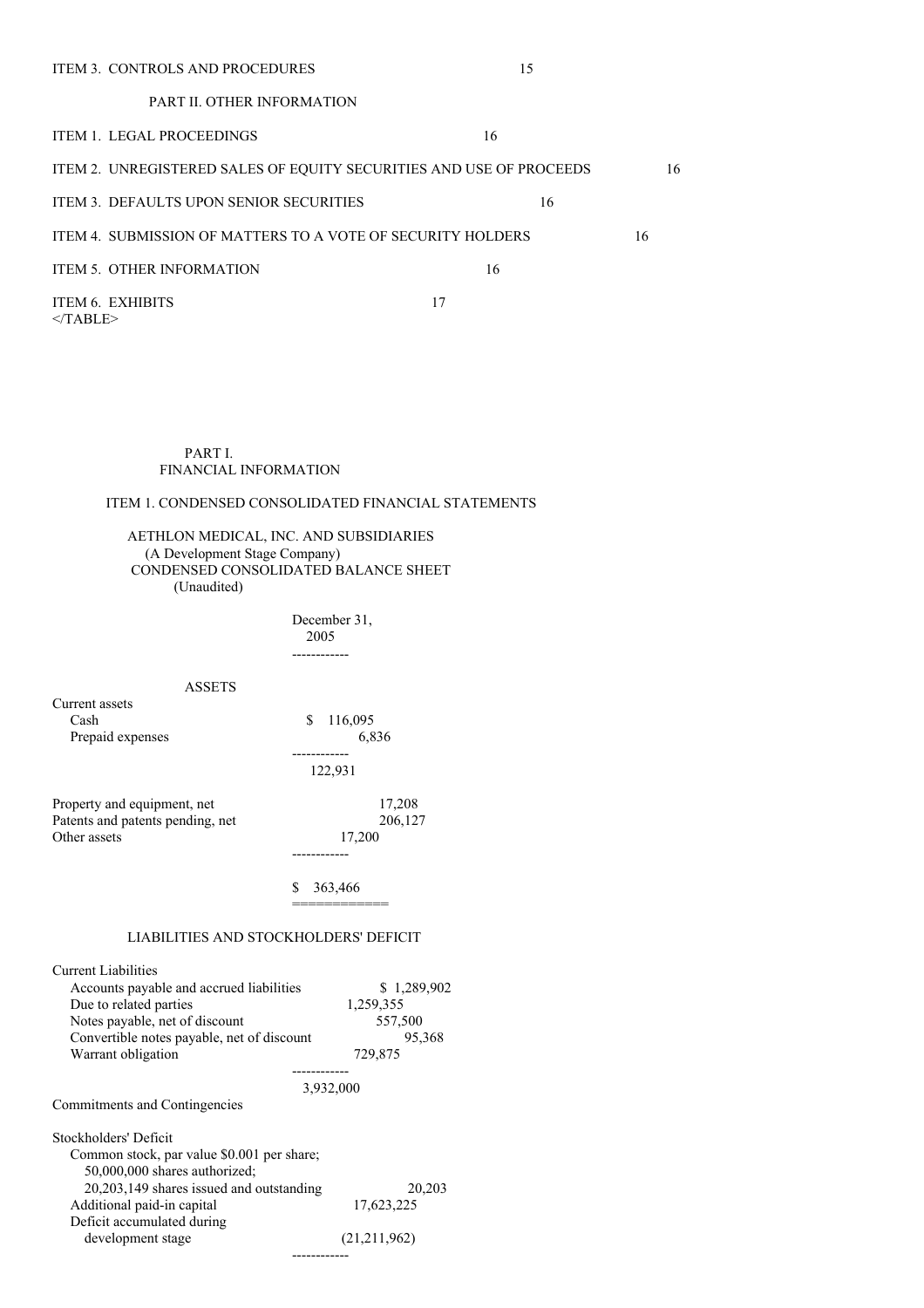| | |
|---|---|
| ITEM 3. CONTROLS AND PROCEDURES | 15 |
| PART II. OTHER INFORMATION | |
| ITEM 1. LEGAL PROCEEDINGS | 16 |
| ITEM 2. UNREGISTERED SALES OF EQUITY SECURITIES AND USE OF PROCEEDS | 16 |
| ITEM 3. DEFAULTS UPON SENIOR SECURITIES | 16 |
| ITEM 4. SUBMISSION OF MATTERS TO A VOTE OF SECURITY HOLDERS | 16 |
| ITEM 5. OTHER INFORMATION | 16 |
| ITEM 6. EXHIBITS | 17 |

</TABLE>

# PART I. FINANCIAL INFORMATION

## ITEM 1. CONDENSED CONSOLIDATED FINANCIAL STATEMENTS

### AETHLON MEDICAL, INC. AND SUBSIDIARIES
(A Development Stage Company)
CONDENSED CONSOLIDATED BALANCE SHEET
(Unaudited)

| | December 31, 2005 |
|---|---|
| **ASSETS** | |
| Current assets | |
| Cash | $ 116,095 |
| Prepaid expenses | 6,836 |
| | 122,931 |
| Property and equipment, net | 17,208 |
| Patents and patents pending, net | 206,127 |
| Other assets | 17,200 |
| | $ 363,466 |
| **LIABILITIES AND STOCKHOLDERS' DEFICIT** | |
| Current Liabilities | |
| Accounts payable and accrued liabilities | $ 1,289,902 |
| Due to related parties | 1,259,355 |
| Notes payable, net of discount | 557,500 |
| Convertible notes payable, net of discount | 95,368 |
| Warrant obligation | 729,875 |
| | 3,932,000 |
| Commitments and Contingencies | |
| Stockholders' Deficit | |
| Common stock, par value $0.001 per share; 50,000,000 shares authorized; 20,203,149 shares issued and outstanding | 20,203 |
| Additional paid-in capital | 17,623,225 |
| Deficit accumulated during development stage | (21,211,962) |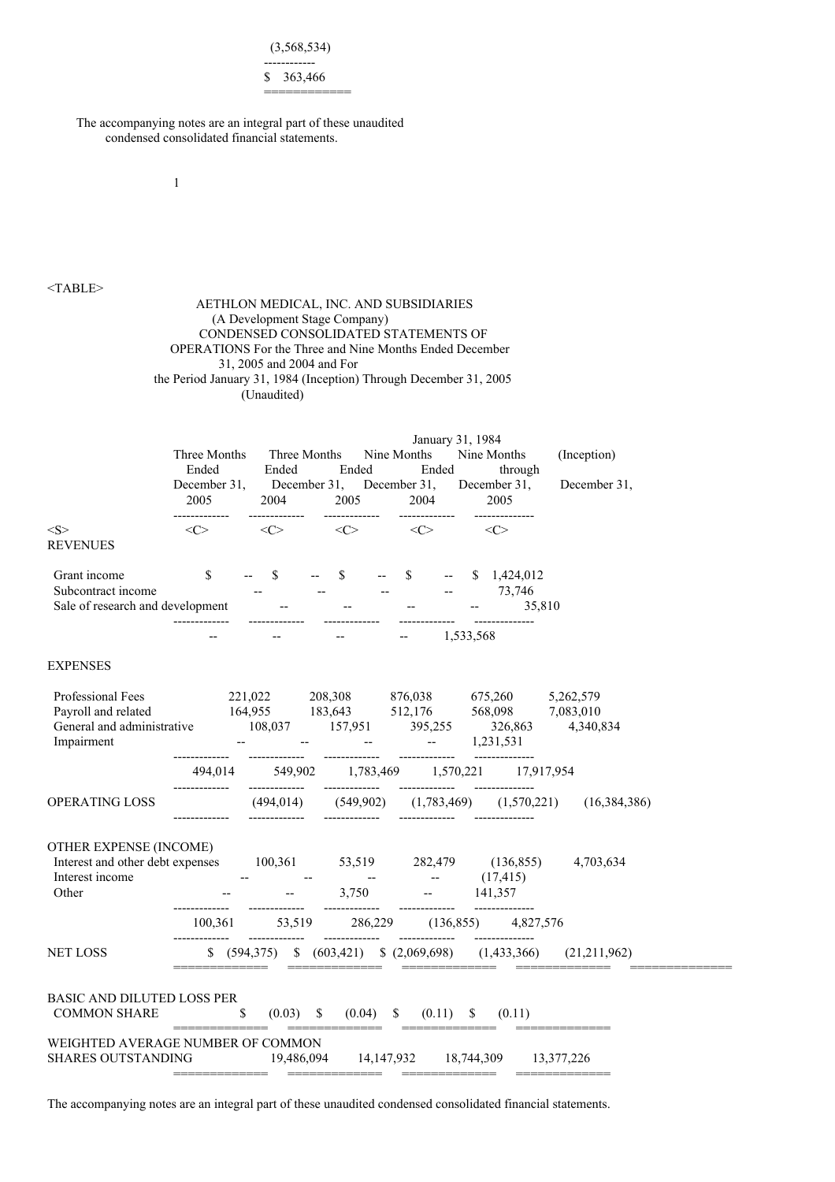(3,568,534)

------------

$ 363,466

============

The accompanying notes are an integral part of these unaudited condensed consolidated financial statements.

AETHLON MEDICAL, INC. AND SUBSIDIARIES
(A Development Stage Company)
CONDENSED CONSOLIDATED STATEMENTS OF OPERATIONS For the Three and Nine Months Ended December 31, 2005 and 2004 and For the Period January 31, 1984 (Inception) Through December 31, 2005
(Unaudited)

| | Three Months Ended December 31, 2005 | Three Months Ended December 31, 2004 | Nine Months Ended December 31, 2005 | Nine Months Ended December 31, 2004 | January 31, 1984 (Inception) through December 31, 2005 |
|---|---|---|---|---|---|
| **REVENUES** | | | | | |
| Grant income | $ -- | $ -- | $ -- | $ -- | $ 1,424,012 |
| Subcontract income | -- | -- | -- | -- | 73,746 |
| Sale of research and development | -- | -- | -- | -- | 35,810 |
| | -- | -- | -- | -- | 1,533,568 |
| **EXPENSES** | | | | | |
| Professional Fees | 221,022 | 208,308 | 876,038 | 675,260 | 5,262,579 |
| Payroll and related | 164,955 | 183,643 | 512,176 | 568,098 | 7,083,010 |
| General and administrative | 108,037 | 157,951 | 395,255 | 326,863 | 4,340,834 |
| Impairment | -- | -- | -- | -- | 1,231,531 |
| | 494,014 | 549,902 | 1,783,469 | 1,570,221 | 17,917,954 |
| OPERATING LOSS | (494,014) | (549,902) | (1,783,469) | (1,570,221) | (16,384,386) |
| OTHER EXPENSE (INCOME) | | | | | |
| Interest and other debt expenses | 100,361 | 53,519 | 282,479 | (136,855) | 4,703,634 |
| Interest income | -- | -- | -- | -- | (17,415) |
| Other | -- | -- | 3,750 | -- | 141,357 |
| | 100,361 | 53,519 | 286,229 | (136,855) | 4,827,576 |
| NET LOSS | $ (594,375) | $ (603,421) | $ (2,069,698) | (1,433,366) | (21,211,962) |
| BASIC AND DILUTED LOSS PER COMMON SHARE | $ (0.03) | $ (0.04) | $ (0.11) | $ (0.11) | |
| WEIGHTED AVERAGE NUMBER OF COMMON SHARES OUTSTANDING | 19,486,094 | 14,147,932 | 18,744,309 | 13,377,226 | |

The accompanying notes are an integral part of these unaudited condensed consolidated financial statements.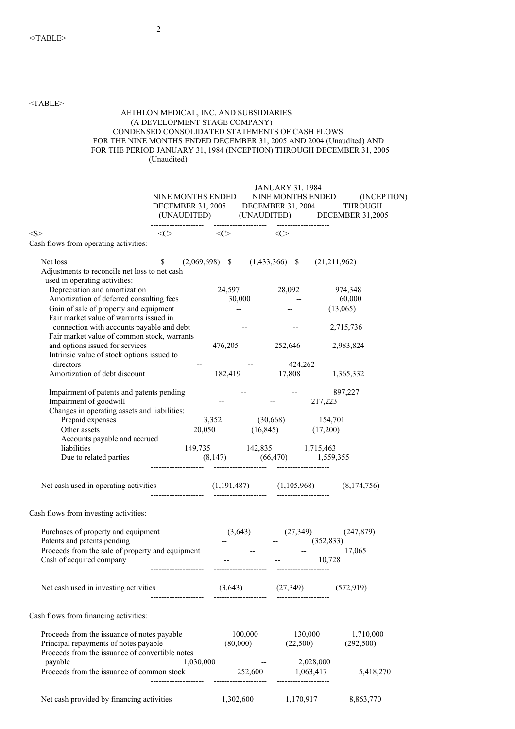AETHLON MEDICAL, INC. AND SUBSIDIARIES
(A DEVELOPMENT STAGE COMPANY)
CONDENSED CONSOLIDATED STATEMENTS OF CASH FLOWS
FOR THE NINE MONTHS ENDED DECEMBER 31, 2005 AND 2004 (Unaudited) AND
FOR THE PERIOD JANUARY 31, 1984 (INCEPTION) THROUGH DECEMBER 31, 2005
(Unaudited)

| | NINE MONTHS ENDED DECEMBER 31, 2005 (UNAUDITED) | NINE MONTHS ENDED DECEMBER 31, 2004 (UNAUDITED) | JANUARY 31, 1984 (INCEPTION) THROUGH DECEMBER 31,2005 |
|---|---|---|---|
| Cash flows from operating activities: | | | |
| Net loss | $ (2,069,698) | $ (1,433,366) | $ (21,211,962) |
| Adjustments to reconcile net loss to net cash used in operating activities: | | | |
| Depreciation and amortization | 24,597 | 28,092 | 974,348 |
| Amortization of deferred consulting fees | 30,000 | -- | 60,000 |
| Gain of sale of property and equipment | -- | -- | (13,065) |
| Fair market value of warrants issued in connection with accounts payable and debt | -- | -- | 2,715,736 |
| Fair market value of common stock, warrants and options issued for services | 476,205 | 252,646 | 2,983,824 |
| Intrinsic value of stock options issued to directors | -- | -- | 424,262 |
| Amortization of debt discount | 182,419 | 17,808 | 1,365,332 |
| Impairment of patents and patents pending | -- | -- | 897,227 |
| Impairment of goodwill | -- | -- | 217,223 |
| Changes in operating assets and liabilities: | | | |
| Prepaid expenses | 3,352 | (30,668) | 154,701 |
| Other assets | 20,050 | (16,845) | (17,200) |
| Accounts payable and accrued liabilities | 149,735 | 142,835 | 1,715,463 |
| Due to related parties | (8,147) | (66,470) | 1,559,355 |
| Net cash used in operating activities | (1,191,487) | (1,105,968) | (8,174,756) |
| Cash flows from investing activities: | | | |
| Purchases of property and equipment | (3,643) | (27,349) | (247,879) |
| Patents and patents pending | -- | -- | (352,833) |
| Proceeds from the sale of property and equipment | -- | -- | 17,065 |
| Cash of acquired company | -- | -- | 10,728 |
| Net cash used in investing activities | (3,643) | (27,349) | (572,919) |
| Cash flows from financing activities: | | | |
| Proceeds from the issuance of notes payable | 100,000 | 130,000 | 1,710,000 |
| Principal repayments of notes payable | (80,000) | (22,500) | (292,500) |
| Proceeds from the issuance of convertible notes payable | 1,030,000 | -- | 2,028,000 |
| Proceeds from the issuance of common stock | 252,600 | 1,063,417 | 5,418,270 |
| Net cash provided by financing activities | 1,302,600 | 1,170,917 | 8,863,770 |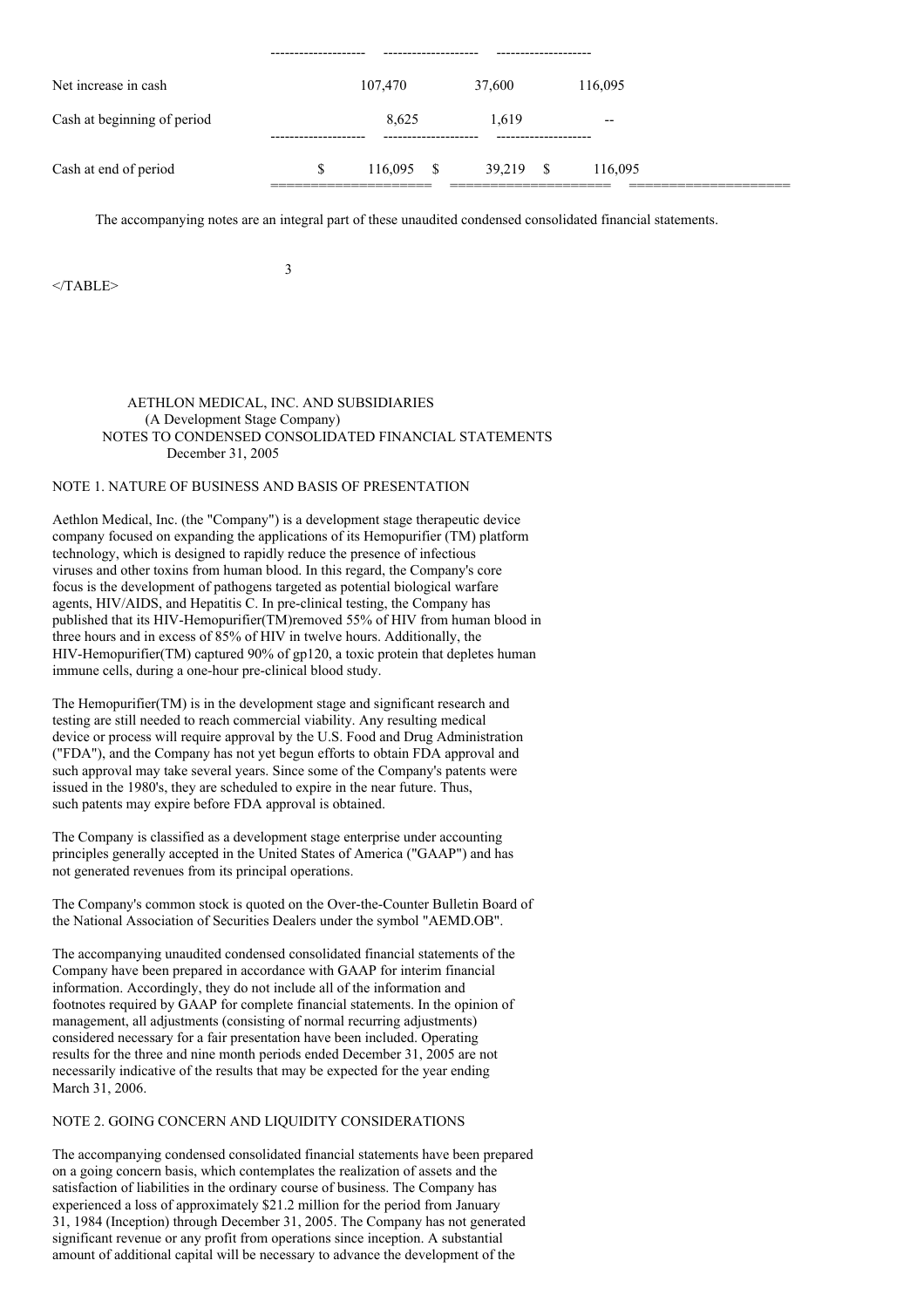| | | | |
|---|---|---|---|
| Net increase in cash | 107,470 | 37,600 | 116,095 |
| Cash at beginning of period | 8,625 | 1,619 | -- |
| Cash at end of period | $ 116,095 | $ 39,219 | $ 116,095 |

The accompanying notes are an integral part of these unaudited condensed consolidated financial statements.

</TABLE>

AETHLON MEDICAL, INC. AND SUBSIDIARIES
(A Development Stage Company)
NOTES TO CONDENSED CONSOLIDATED FINANCIAL STATEMENTS
December 31, 2005

NOTE 1. NATURE OF BUSINESS AND BASIS OF PRESENTATION

Aethlon Medical, Inc. (the "Company") is a development stage therapeutic device company focused on expanding the applications of its Hemopurifier (TM) platform technology, which is designed to rapidly reduce the presence of infectious viruses and other toxins from human blood. In this regard, the Company's core focus is the development of pathogens targeted as potential biological warfare agents, HIV/AIDS, and Hepatitis C. In pre-clinical testing, the Company has published that its HIV-Hemopurifier(TM)removed 55% of HIV from human blood in three hours and in excess of 85% of HIV in twelve hours. Additionally, the HIV-Hemopurifier(TM) captured 90% of gp120, a toxic protein that depletes human immune cells, during a one-hour pre-clinical blood study.

The Hemopurifier(TM) is in the development stage and significant research and testing are still needed to reach commercial viability. Any resulting medical device or process will require approval by the U.S. Food and Drug Administration ("FDA"), and the Company has not yet begun efforts to obtain FDA approval and such approval may take several years. Since some of the Company's patents were issued in the 1980's, they are scheduled to expire in the near future. Thus, such patents may expire before FDA approval is obtained.

The Company is classified as a development stage enterprise under accounting principles generally accepted in the United States of America ("GAAP") and has not generated revenues from its principal operations.

The Company's common stock is quoted on the Over-the-Counter Bulletin Board of the National Association of Securities Dealers under the symbol "AEMD.OB".

The accompanying unaudited condensed consolidated financial statements of the Company have been prepared in accordance with GAAP for interim financial information. Accordingly, they do not include all of the information and footnotes required by GAAP for complete financial statements. In the opinion of management, all adjustments (consisting of normal recurring adjustments) considered necessary for a fair presentation have been included. Operating results for the three and nine month periods ended December 31, 2005 are not necessarily indicative of the results that may be expected for the year ending March 31, 2006.

NOTE 2. GOING CONCERN AND LIQUIDITY CONSIDERATIONS

The accompanying condensed consolidated financial statements have been prepared on a going concern basis, which contemplates the realization of assets and the satisfaction of liabilities in the ordinary course of business. The Company has experienced a loss of approximately $21.2 million for the period from January 31, 1984 (Inception) through December 31, 2005. The Company has not generated significant revenue or any profit from operations since inception. A substantial amount of additional capital will be necessary to advance the development of the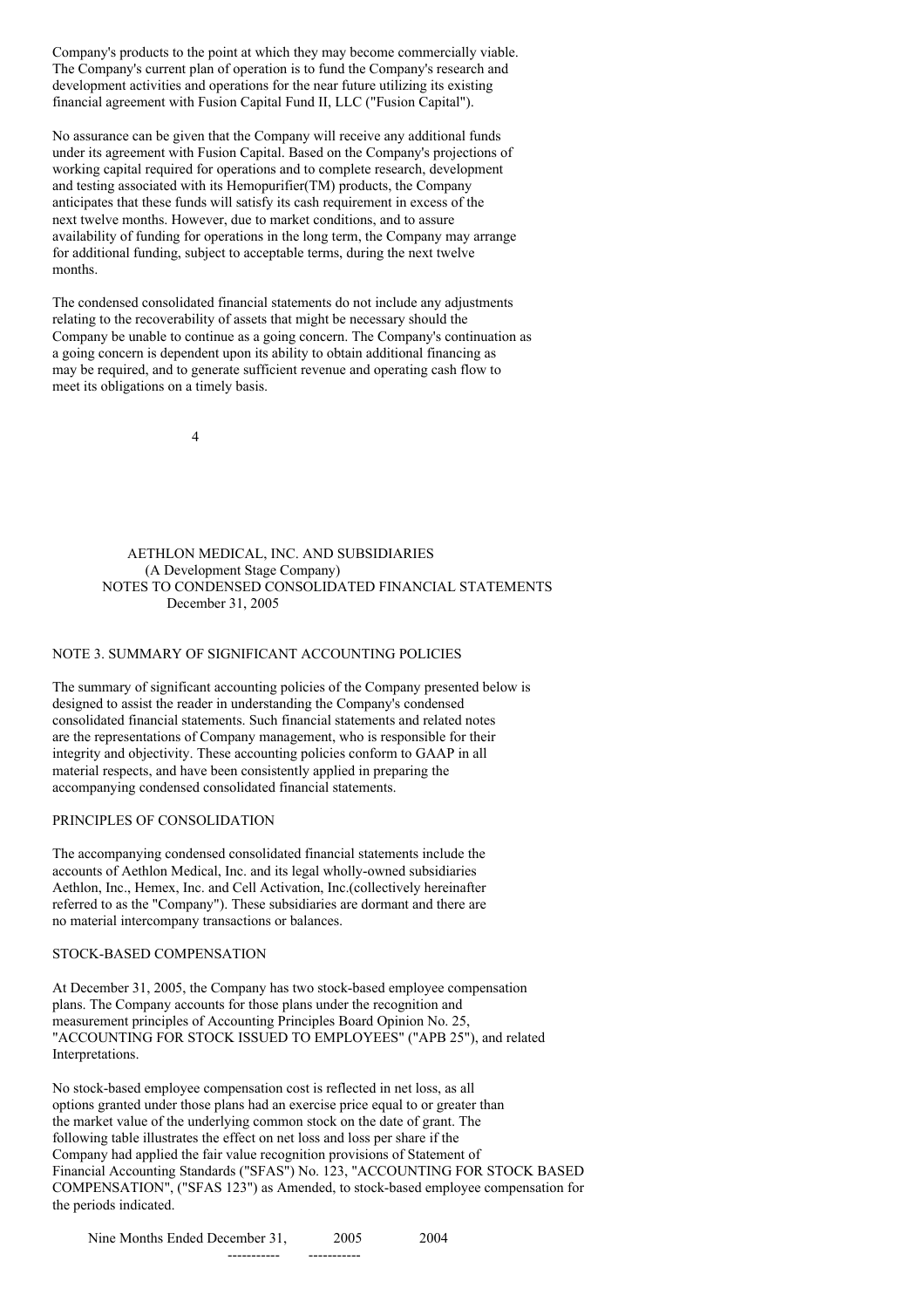Company's products to the point at which they may become commercially viable. The Company's current plan of operation is to fund the Company's research and development activities and operations for the near future utilizing its existing financial agreement with Fusion Capital Fund II, LLC ("Fusion Capital").

No assurance can be given that the Company will receive any additional funds under its agreement with Fusion Capital. Based on the Company's projections of working capital required for operations and to complete research, development and testing associated with its Hemopurifier(TM) products, the Company anticipates that these funds will satisfy its cash requirement in excess of the next twelve months. However, due to market conditions, and to assure availability of funding for operations in the long term, the Company may arrange for additional funding, subject to acceptable terms, during the next twelve months.

The condensed consolidated financial statements do not include any adjustments relating to the recoverability of assets that might be necessary should the Company be unable to continue as a going concern. The Company's continuation as a going concern is dependent upon its ability to obtain additional financing as may be required, and to generate sufficient revenue and operating cash flow to meet its obligations on a timely basis.

AETHLON MEDICAL, INC. AND SUBSIDIARIES
(A Development Stage Company)
NOTES TO CONDENSED CONSOLIDATED FINANCIAL STATEMENTS
December 31, 2005

## NOTE 3. SUMMARY OF SIGNIFICANT ACCOUNTING POLICIES

The summary of significant accounting policies of the Company presented below is designed to assist the reader in understanding the Company's condensed consolidated financial statements. Such financial statements and related notes are the representations of Company management, who is responsible for their integrity and objectivity. These accounting policies conform to GAAP in all material respects, and have been consistently applied in preparing the accompanying condensed consolidated financial statements.

### PRINCIPLES OF CONSOLIDATION

The accompanying condensed consolidated financial statements include the accounts of Aethlon Medical, Inc. and its legal wholly-owned subsidiaries Aethlon, Inc., Hemex, Inc. and Cell Activation, Inc.(collectively hereinafter referred to as the "Company"). These subsidiaries are dormant and there are no material intercompany transactions or balances.

### STOCK-BASED COMPENSATION

At December 31, 2005, the Company has two stock-based employee compensation plans. The Company accounts for those plans under the recognition and measurement principles of Accounting Principles Board Opinion No. 25, "ACCOUNTING FOR STOCK ISSUED TO EMPLOYEES" ("APB 25"), and related Interpretations.

No stock-based employee compensation cost is reflected in net loss, as all options granted under those plans had an exercise price equal to or greater than the market value of the underlying common stock on the date of grant. The following table illustrates the effect on net loss and loss per share if the Company had applied the fair value recognition provisions of Statement of Financial Accounting Standards ("SFAS") No. 123, "ACCOUNTING FOR STOCK BASED COMPENSATION", ("SFAS 123") as Amended, to stock-based employee compensation for the periods indicated.

| Nine Months Ended December 31, | 2005 | 2004 |
| --- | --- | --- |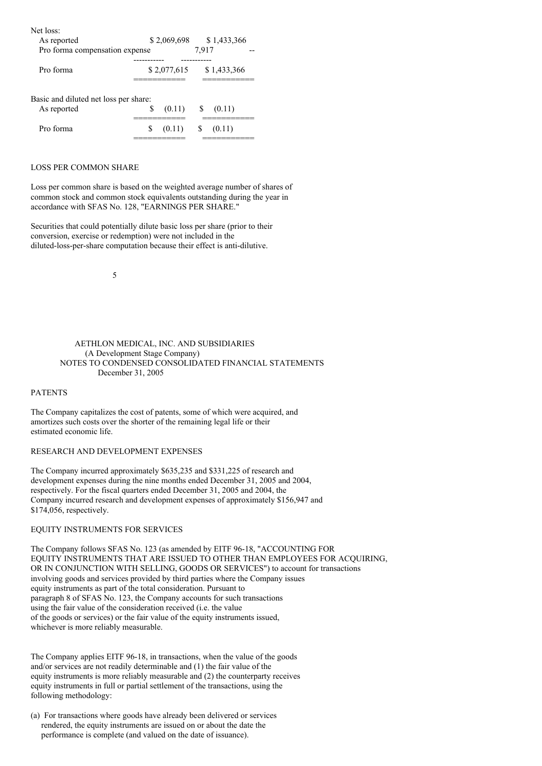| | | |
|---|---|---|
| Net loss: | | |
| As reported | $ 2,069,698 | $ 1,433,366 |
| Pro forma compensation expense | 7,917 | -- |
| Pro forma | $ 2,077,615 | $ 1,433,366 |
| Basic and diluted net loss per share: | | |
| As reported | $ (0.11) | $ (0.11) |
| Pro forma | $ (0.11) | $ (0.11) |

LOSS PER COMMON SHARE

Loss per common share is based on the weighted average number of shares of common stock and common stock equivalents outstanding during the year in accordance with SFAS No. 128, "EARNINGS PER SHARE."

Securities that could potentially dilute basic loss per share (prior to their conversion, exercise or redemption) were not included in the diluted-loss-per-share computation because their effect is anti-dilutive.

AETHLON MEDICAL, INC. AND SUBSIDIARIES
(A Development Stage Company)
NOTES TO CONDENSED CONSOLIDATED FINANCIAL STATEMENTS
December 31, 2005

PATENTS

The Company capitalizes the cost of patents, some of which were acquired, and amortizes such costs over the shorter of the remaining legal life or their estimated economic life.

RESEARCH AND DEVELOPMENT EXPENSES

The Company incurred approximately $635,235 and $331,225 of research and development expenses during the nine months ended December 31, 2005 and 2004, respectively. For the fiscal quarters ended December 31, 2005 and 2004, the Company incurred research and development expenses of approximately $156,947 and $174,056, respectively.

EQUITY INSTRUMENTS FOR SERVICES

The Company follows SFAS No. 123 (as amended by EITF 96-18, "ACCOUNTING FOR EQUITY INSTRUMENTS THAT ARE ISSUED TO OTHER THAN EMPLOYEES FOR ACQUIRING, OR IN CONJUNCTION WITH SELLING, GOODS OR SERVICES") to account for transactions involving goods and services provided by third parties where the Company issues equity instruments as part of the total consideration. Pursuant to paragraph 8 of SFAS No. 123, the Company accounts for such transactions using the fair value of the consideration received (i.e. the value of the goods or services) or the fair value of the equity instruments issued, whichever is more reliably measurable.

The Company applies EITF 96-18, in transactions, when the value of the goods and/or services are not readily determinable and (1) the fair value of the equity instruments is more reliably measurable and (2) the counterparty receives equity instruments in full or partial settlement of the transactions, using the following methodology:

(a) For transactions where goods have already been delivered or services rendered, the equity instruments are issued on or about the date the performance is complete (and valued on the date of issuance).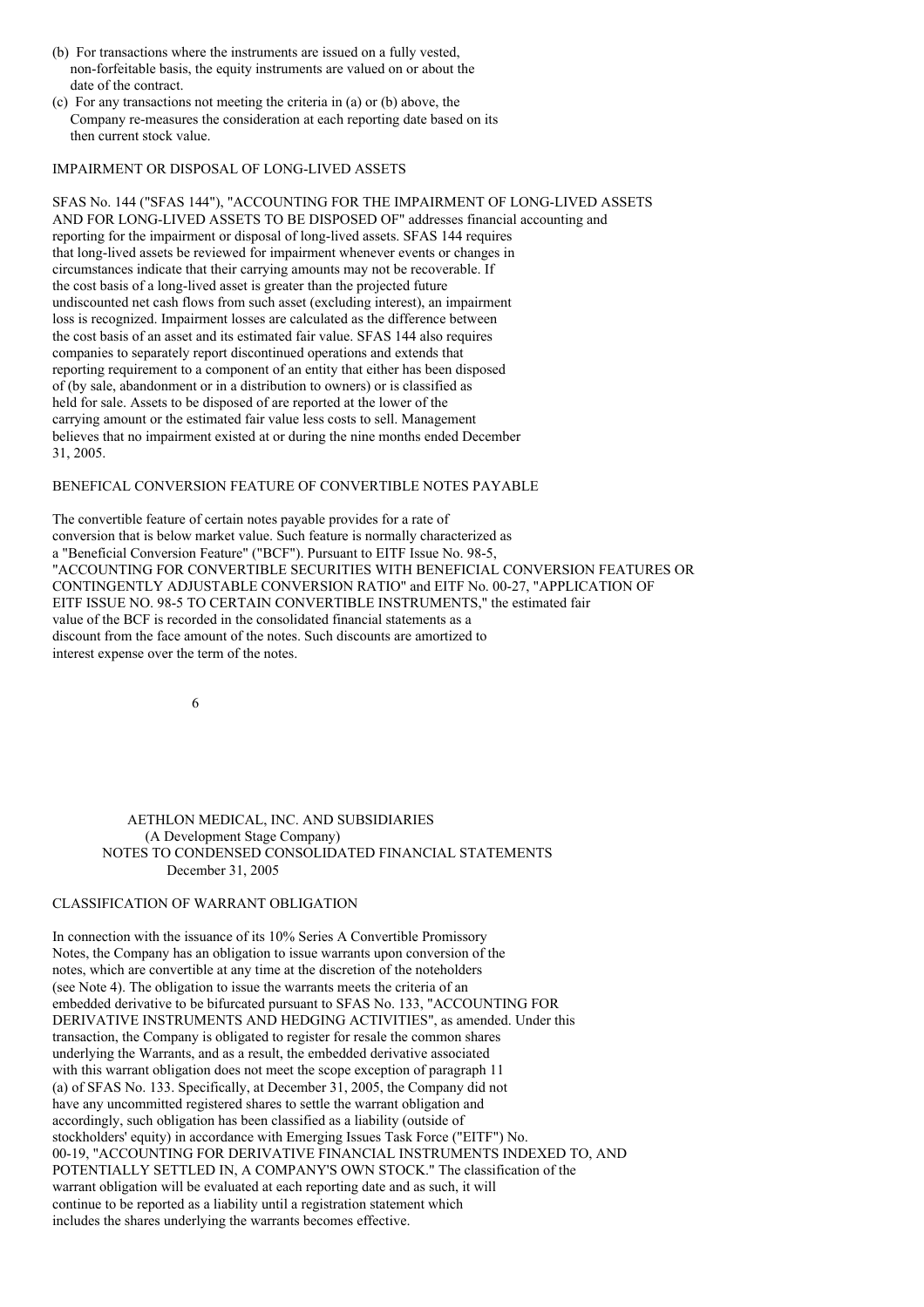(b) For transactions where the instruments are issued on a fully vested, non-forfeitable basis, the equity instruments are valued on or about the date of the contract.

(c) For any transactions not meeting the criteria in (a) or (b) above, the Company re-measures the consideration at each reporting date based on its then current stock value.

## IMPAIRMENT OR DISPOSAL OF LONG-LIVED ASSETS

SFAS No. 144 ("SFAS 144"), "ACCOUNTING FOR THE IMPAIRMENT OF LONG-LIVED ASSETS AND FOR LONG-LIVED ASSETS TO BE DISPOSED OF" addresses financial accounting and reporting for the impairment or disposal of long-lived assets. SFAS 144 requires that long-lived assets be reviewed for impairment whenever events or changes in circumstances indicate that their carrying amounts may not be recoverable. If the cost basis of a long-lived asset is greater than the projected future undiscounted net cash flows from such asset (excluding interest), an impairment loss is recognized. Impairment losses are calculated as the difference between the cost basis of an asset and its estimated fair value. SFAS 144 also requires companies to separately report discontinued operations and extends that reporting requirement to a component of an entity that either has been disposed of (by sale, abandonment or in a distribution to owners) or is classified as held for sale. Assets to be disposed of are reported at the lower of the carrying amount or the estimated fair value less costs to sell. Management believes that no impairment existed at or during the nine months ended December 31, 2005.

## BENEFICAL CONVERSION FEATURE OF CONVERTIBLE NOTES PAYABLE

The convertible feature of certain notes payable provides for a rate of conversion that is below market value. Such feature is normally characterized as a "Beneficial Conversion Feature" ("BCF"). Pursuant to EITF Issue No. 98-5, "ACCOUNTING FOR CONVERTIBLE SECURITIES WITH BENEFICIAL CONVERSION FEATURES OR CONTINGENTLY ADJUSTABLE CONVERSION RATIO" and EITF No. 00-27, "APPLICATION OF EITF ISSUE NO. 98-5 TO CERTAIN CONVERTIBLE INSTRUMENTS," the estimated fair value of the BCF is recorded in the consolidated financial statements as a discount from the face amount of the notes. Such discounts are amortized to interest expense over the term of the notes.

AETHLON MEDICAL, INC. AND SUBSIDIARIES
(A Development Stage Company)
NOTES TO CONDENSED CONSOLIDATED FINANCIAL STATEMENTS
December 31, 2005

## CLASSIFICATION OF WARRANT OBLIGATION

In connection with the issuance of its 10% Series A Convertible Promissory Notes, the Company has an obligation to issue warrants upon conversion of the notes, which are convertible at any time at the discretion of the noteholders (see Note 4). The obligation to issue the warrants meets the criteria of an embedded derivative to be bifurcated pursuant to SFAS No. 133, "ACCOUNTING FOR DERIVATIVE INSTRUMENTS AND HEDGING ACTIVITIES", as amended. Under this transaction, the Company is obligated to register for resale the common shares underlying the Warrants, and as a result, the embedded derivative associated with this warrant obligation does not meet the scope exception of paragraph 11 (a) of SFAS No. 133. Specifically, at December 31, 2005, the Company did not have any uncommitted registered shares to settle the warrant obligation and accordingly, such obligation has been classified as a liability (outside of stockholders' equity) in accordance with Emerging Issues Task Force ("EITF") No. 00-19, "ACCOUNTING FOR DERIVATIVE FINANCIAL INSTRUMENTS INDEXED TO, AND POTENTIALLY SETTLED IN, A COMPANY'S OWN STOCK." The classification of the warrant obligation will be evaluated at each reporting date and as such, it will continue to be reported as a liability until a registration statement which includes the shares underlying the warrants becomes effective.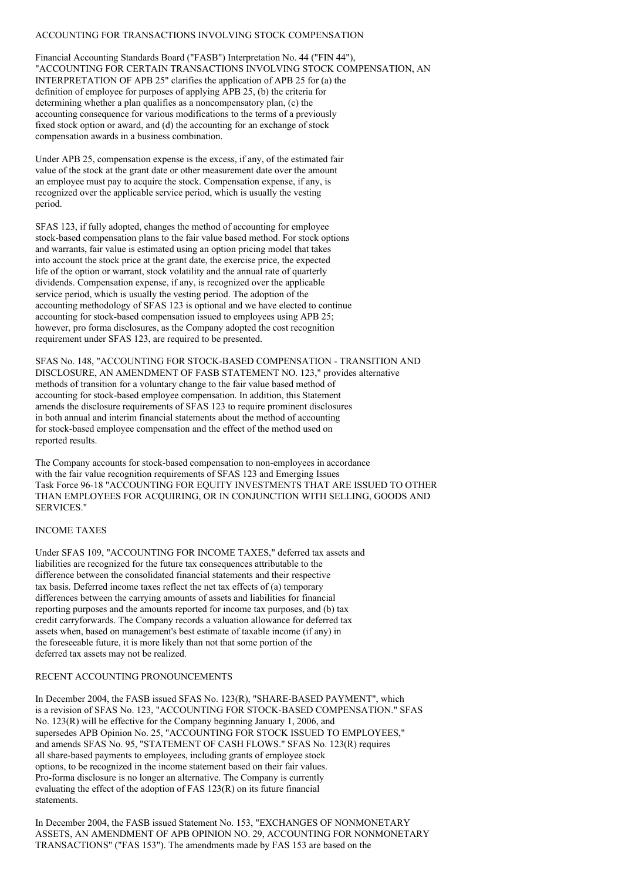## ACCOUNTING FOR TRANSACTIONS INVOLVING STOCK COMPENSATION

Financial Accounting Standards Board ("FASB") Interpretation No. 44 ("FIN 44"), "ACCOUNTING FOR CERTAIN TRANSACTIONS INVOLVING STOCK COMPENSATION, AN INTERPRETATION OF APB 25" clarifies the application of APB 25 for (a) the definition of employee for purposes of applying APB 25, (b) the criteria for determining whether a plan qualifies as a noncompensatory plan, (c) the accounting consequence for various modifications to the terms of a previously fixed stock option or award, and (d) the accounting for an exchange of stock compensation awards in a business combination.

Under APB 25, compensation expense is the excess, if any, of the estimated fair value of the stock at the grant date or other measurement date over the amount an employee must pay to acquire the stock. Compensation expense, if any, is recognized over the applicable service period, which is usually the vesting period.

SFAS 123, if fully adopted, changes the method of accounting for employee stock-based compensation plans to the fair value based method. For stock options and warrants, fair value is estimated using an option pricing model that takes into account the stock price at the grant date, the exercise price, the expected life of the option or warrant, stock volatility and the annual rate of quarterly dividends. Compensation expense, if any, is recognized over the applicable service period, which is usually the vesting period. The adoption of the accounting methodology of SFAS 123 is optional and we have elected to continue accounting for stock-based compensation issued to employees using APB 25; however, pro forma disclosures, as the Company adopted the cost recognition requirement under SFAS 123, are required to be presented.

SFAS No. 148, "ACCOUNTING FOR STOCK-BASED COMPENSATION - TRANSITION AND DISCLOSURE, AN AMENDMENT OF FASB STATEMENT NO. 123," provides alternative methods of transition for a voluntary change to the fair value based method of accounting for stock-based employee compensation. In addition, this Statement amends the disclosure requirements of SFAS 123 to require prominent disclosures in both annual and interim financial statements about the method of accounting for stock-based employee compensation and the effect of the method used on reported results.

The Company accounts for stock-based compensation to non-employees in accordance with the fair value recognition requirements of SFAS 123 and Emerging Issues Task Force 96-18 "ACCOUNTING FOR EQUITY INVESTMENTS THAT ARE ISSUED TO OTHER THAN EMPLOYEES FOR ACQUIRING, OR IN CONJUNCTION WITH SELLING, GOODS AND SERVICES."

## INCOME TAXES

Under SFAS 109, "ACCOUNTING FOR INCOME TAXES," deferred tax assets and liabilities are recognized for the future tax consequences attributable to the difference between the consolidated financial statements and their respective tax basis. Deferred income taxes reflect the net tax effects of (a) temporary differences between the carrying amounts of assets and liabilities for financial reporting purposes and the amounts reported for income tax purposes, and (b) tax credit carryforwards. The Company records a valuation allowance for deferred tax assets when, based on management's best estimate of taxable income (if any) in the foreseeable future, it is more likely than not that some portion of the deferred tax assets may not be realized.

## RECENT ACCOUNTING PRONOUNCEMENTS

In December 2004, the FASB issued SFAS No. 123(R), "SHARE-BASED PAYMENT", which is a revision of SFAS No. 123, "ACCOUNTING FOR STOCK-BASED COMPENSATION." SFAS No. 123(R) will be effective for the Company beginning January 1, 2006, and supersedes APB Opinion No. 25, "ACCOUNTING FOR STOCK ISSUED TO EMPLOYEES," and amends SFAS No. 95, "STATEMENT OF CASH FLOWS." SFAS No. 123(R) requires all share-based payments to employees, including grants of employee stock options, to be recognized in the income statement based on their fair values. Pro-forma disclosure is no longer an alternative. The Company is currently evaluating the effect of the adoption of FAS 123(R) on its future financial statements.

In December 2004, the FASB issued Statement No. 153, "EXCHANGES OF NONMONETARY ASSETS, AN AMENDMENT OF APB OPINION NO. 29, ACCOUNTING FOR NONMONETARY TRANSACTIONS" ("FAS 153"). The amendments made by FAS 153 are based on the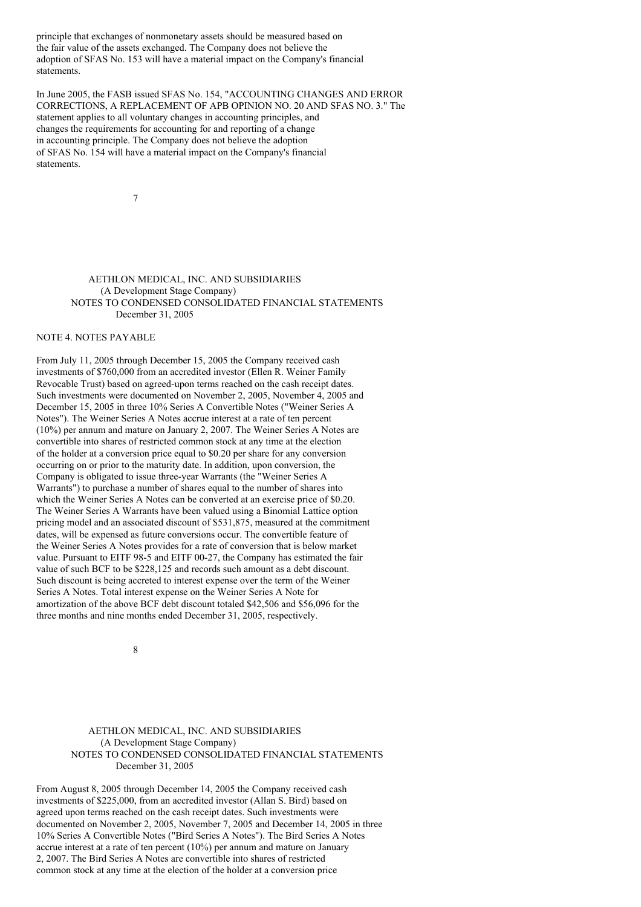principle that exchanges of nonmonetary assets should be measured based on the fair value of the assets exchanged. The Company does not believe the adoption of SFAS No. 153 will have a material impact on the Company's financial statements.

In June 2005, the FASB issued SFAS No. 154, "ACCOUNTING CHANGES AND ERROR CORRECTIONS, A REPLACEMENT OF APB OPINION NO. 20 AND SFAS NO. 3." The statement applies to all voluntary changes in accounting principles, and changes the requirements for accounting for and reporting of a change in accounting principle. The Company does not believe the adoption of SFAS No. 154 will have a material impact on the Company's financial statements.

AETHLON MEDICAL, INC. AND SUBSIDIARIES
(A Development Stage Company)
NOTES TO CONDENSED CONSOLIDATED FINANCIAL STATEMENTS
December 31, 2005

## NOTE 4. NOTES PAYABLE

From July 11, 2005 through December 15, 2005 the Company received cash investments of $760,000 from an accredited investor (Ellen R. Weiner Family Revocable Trust) based on agreed-upon terms reached on the cash receipt dates. Such investments were documented on November 2, 2005, November 4, 2005 and December 15, 2005 in three 10% Series A Convertible Notes ("Weiner Series A Notes"). The Weiner Series A Notes accrue interest at a rate of ten percent (10%) per annum and mature on January 2, 2007. The Weiner Series A Notes are convertible into shares of restricted common stock at any time at the election of the holder at a conversion price equal to $0.20 per share for any conversion occurring on or prior to the maturity date. In addition, upon conversion, the Company is obligated to issue three-year Warrants (the "Weiner Series A Warrants") to purchase a number of shares equal to the number of shares into which the Weiner Series A Notes can be converted at an exercise price of $0.20. The Weiner Series A Warrants have been valued using a Binomial Lattice option pricing model and an associated discount of $531,875, measured at the commitment dates, will be expensed as future conversions occur. The convertible feature of the Weiner Series A Notes provides for a rate of conversion that is below market value. Pursuant to EITF 98-5 and EITF 00-27, the Company has estimated the fair value of such BCF to be $228,125 and records such amount as a debt discount. Such discount is being accreted to interest expense over the term of the Weiner Series A Notes. Total interest expense on the Weiner Series A Note for amortization of the above BCF debt discount totaled $42,506 and $56,096 for the three months and nine months ended December 31, 2005, respectively.

AETHLON MEDICAL, INC. AND SUBSIDIARIES
(A Development Stage Company)
NOTES TO CONDENSED CONSOLIDATED FINANCIAL STATEMENTS
December 31, 2005

From August 8, 2005 through December 14, 2005 the Company received cash investments of $225,000, from an accredited investor (Allan S. Bird) based on agreed upon terms reached on the cash receipt dates. Such investments were documented on November 2, 2005, November 7, 2005 and December 14, 2005 in three 10% Series A Convertible Notes ("Bird Series A Notes"). The Bird Series A Notes accrue interest at a rate of ten percent (10%) per annum and mature on January 2, 2007. The Bird Series A Notes are convertible into shares of restricted common stock at any time at the election of the holder at a conversion price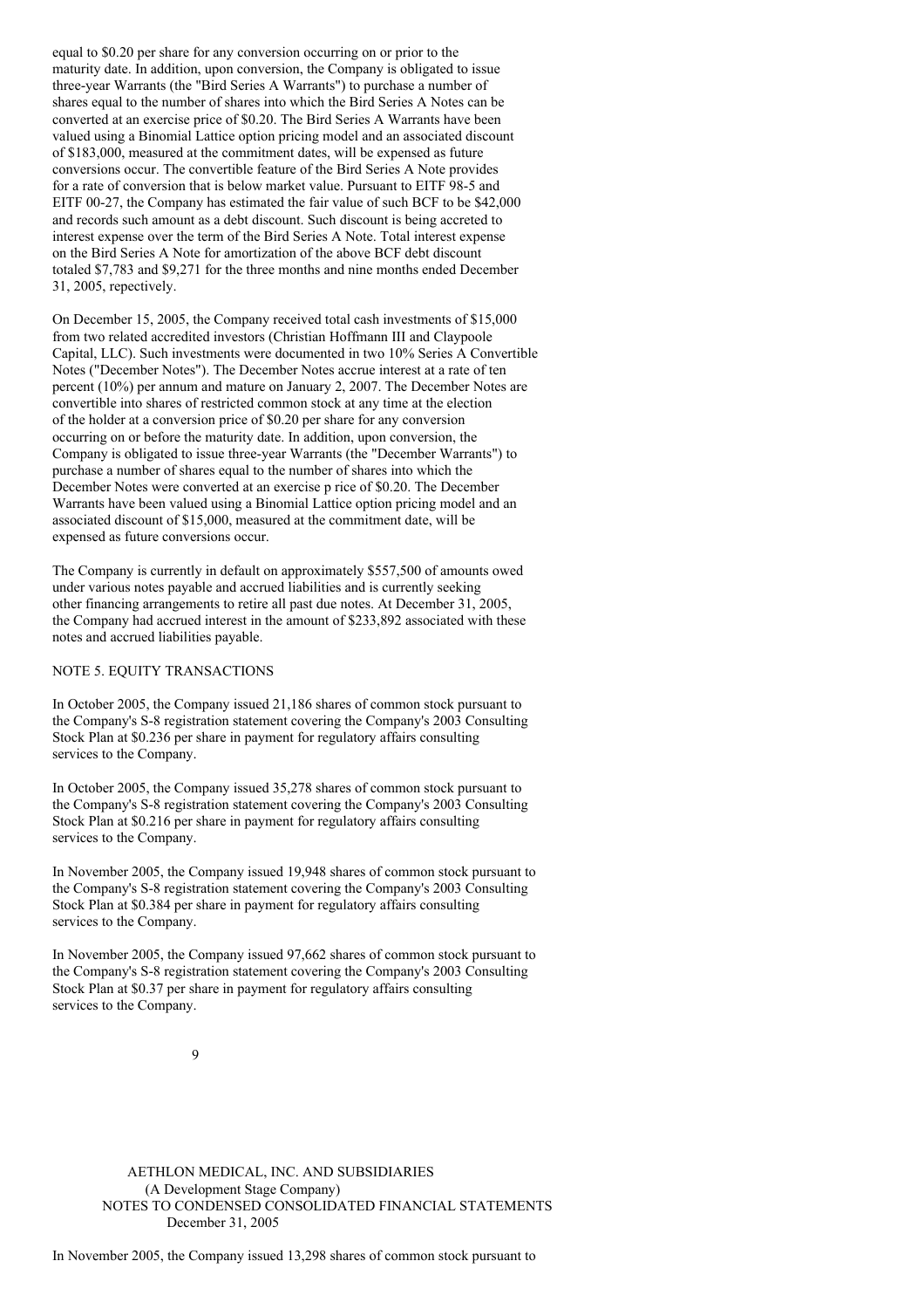equal to \$0.20 per share for any conversion occurring on or prior to the maturity date. In addition, upon conversion, the Company is obligated to issue three-year Warrants (the "Bird Series A Warrants") to purchase a number of shares equal to the number of shares into which the Bird Series A Notes can be converted at an exercise price of \$0.20. The Bird Series A Warrants have been valued using a Binomial Lattice option pricing model and an associated discount of \$183,000, measured at the commitment dates, will be expensed as future conversions occur. The convertible feature of the Bird Series A Note provides for a rate of conversion that is below market value. Pursuant to EITF 98-5 and EITF 00-27, the Company has estimated the fair value of such BCF to be \$42,000 and records such amount as a debt discount. Such discount is being accreted to interest expense over the term of the Bird Series A Note. Total interest expense on the Bird Series A Note for amortization of the above BCF debt discount totaled \$7,783 and \$9,271 for the three months and nine months ended December 31, 2005, repectively.

On December 15, 2005, the Company received total cash investments of \$15,000 from two related accredited investors (Christian Hoffmann III and Claypoole Capital, LLC). Such investments were documented in two 10% Series A Convertible Notes ("December Notes"). The December Notes accrue interest at a rate of ten percent (10%) per annum and mature on January 2, 2007. The December Notes are convertible into shares of restricted common stock at any time at the election of the holder at a conversion price of \$0.20 per share for any conversion occurring on or before the maturity date. In addition, upon conversion, the Company is obligated to issue three-year Warrants (the "December Warrants") to purchase a number of shares equal to the number of shares into which the December Notes were converted at an exercise p rice of \$0.20. The December Warrants have been valued using a Binomial Lattice option pricing model and an associated discount of \$15,000, measured at the commitment date, will be expensed as future conversions occur.

The Company is currently in default on approximately \$557,500 of amounts owed under various notes payable and accrued liabilities and is currently seeking other financing arrangements to retire all past due notes. At December 31, 2005, the Company had accrued interest in the amount of \$233,892 associated with these notes and accrued liabilities payable.

NOTE 5. EQUITY TRANSACTIONS

In October 2005, the Company issued 21,186 shares of common stock pursuant to the Company's S-8 registration statement covering the Company's 2003 Consulting Stock Plan at \$0.236 per share in payment for regulatory affairs consulting services to the Company.

In October 2005, the Company issued 35,278 shares of common stock pursuant to the Company's S-8 registration statement covering the Company's 2003 Consulting Stock Plan at \$0.216 per share in payment for regulatory affairs consulting services to the Company.

In November 2005, the Company issued 19,948 shares of common stock pursuant to the Company's S-8 registration statement covering the Company's 2003 Consulting Stock Plan at \$0.384 per share in payment for regulatory affairs consulting services to the Company.

In November 2005, the Company issued 97,662 shares of common stock pursuant to the Company's S-8 registration statement covering the Company's 2003 Consulting Stock Plan at \$0.37 per share in payment for regulatory affairs consulting services to the Company.

AETHLON MEDICAL, INC. AND SUBSIDIARIES
(A Development Stage Company)
NOTES TO CONDENSED CONSOLIDATED FINANCIAL STATEMENTS
December 31, 2005

In November 2005, the Company issued 13,298 shares of common stock pursuant to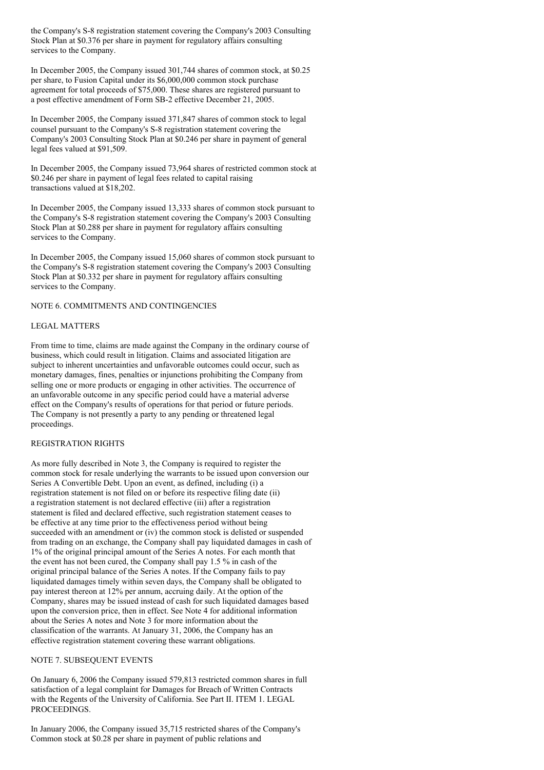the Company's S-8 registration statement covering the Company's 2003 Consulting Stock Plan at $0.376 per share in payment for regulatory affairs consulting services to the Company.

In December 2005, the Company issued 301,744 shares of common stock, at $0.25 per share, to Fusion Capital under its $6,000,000 common stock purchase agreement for total proceeds of $75,000. These shares are registered pursuant to a post effective amendment of Form SB-2 effective December 21, 2005.

In December 2005, the Company issued 371,847 shares of common stock to legal counsel pursuant to the Company's S-8 registration statement covering the Company's 2003 Consulting Stock Plan at $0.246 per share in payment of general legal fees valued at $91,509.

In December 2005, the Company issued 73,964 shares of restricted common stock at $0.246 per share in payment of legal fees related to capital raising transactions valued at $18,202.

In December 2005, the Company issued 13,333 shares of common stock pursuant to the Company's S-8 registration statement covering the Company's 2003 Consulting Stock Plan at $0.288 per share in payment for regulatory affairs consulting services to the Company.

In December 2005, the Company issued 15,060 shares of common stock pursuant to the Company's S-8 registration statement covering the Company's 2003 Consulting Stock Plan at $0.332 per share in payment for regulatory affairs consulting services to the Company.

## NOTE 6. COMMITMENTS AND CONTINGENCIES

### LEGAL MATTERS

From time to time, claims are made against the Company in the ordinary course of business, which could result in litigation. Claims and associated litigation are subject to inherent uncertainties and unfavorable outcomes could occur, such as monetary damages, fines, penalties or injunctions prohibiting the Company from selling one or more products or engaging in other activities. The occurrence of an unfavorable outcome in any specific period could have a material adverse effect on the Company's results of operations for that period or future periods. The Company is not presently a party to any pending or threatened legal proceedings.

### REGISTRATION RIGHTS

As more fully described in Note 3, the Company is required to register the common stock for resale underlying the warrants to be issued upon conversion our Series A Convertible Debt. Upon an event, as defined, including (i) a registration statement is not filed on or before its respective filing date (ii) a registration statement is not declared effective (iii) after a registration statement is filed and declared effective, such registration statement ceases to be effective at any time prior to the effectiveness period without being succeeded with an amendment or (iv) the common stock is delisted or suspended from trading on an exchange, the Company shall pay liquidated damages in cash of 1% of the original principal amount of the Series A notes. For each month that the event has not been cured, the Company shall pay 1.5 % in cash of the original principal balance of the Series A notes. If the Company fails to pay liquidated damages timely within seven days, the Company shall be obligated to pay interest thereon at 12% per annum, accruing daily. At the option of the Company, shares may be issued instead of cash for such liquidated damages based upon the conversion price, then in effect. See Note 4 for additional information about the Series A notes and Note 3 for more information about the classification of the warrants. At January 31, 2006, the Company has an effective registration statement covering these warrant obligations.

## NOTE 7. SUBSEQUENT EVENTS

On January 6, 2006 the Company issued 579,813 restricted common shares in full satisfaction of a legal complaint for Damages for Breach of Written Contracts with the Regents of the University of California. See Part II. ITEM 1. LEGAL PROCEEDINGS.

In January 2006, the Company issued 35,715 restricted shares of the Company's Common stock at $0.28 per share in payment of public relations and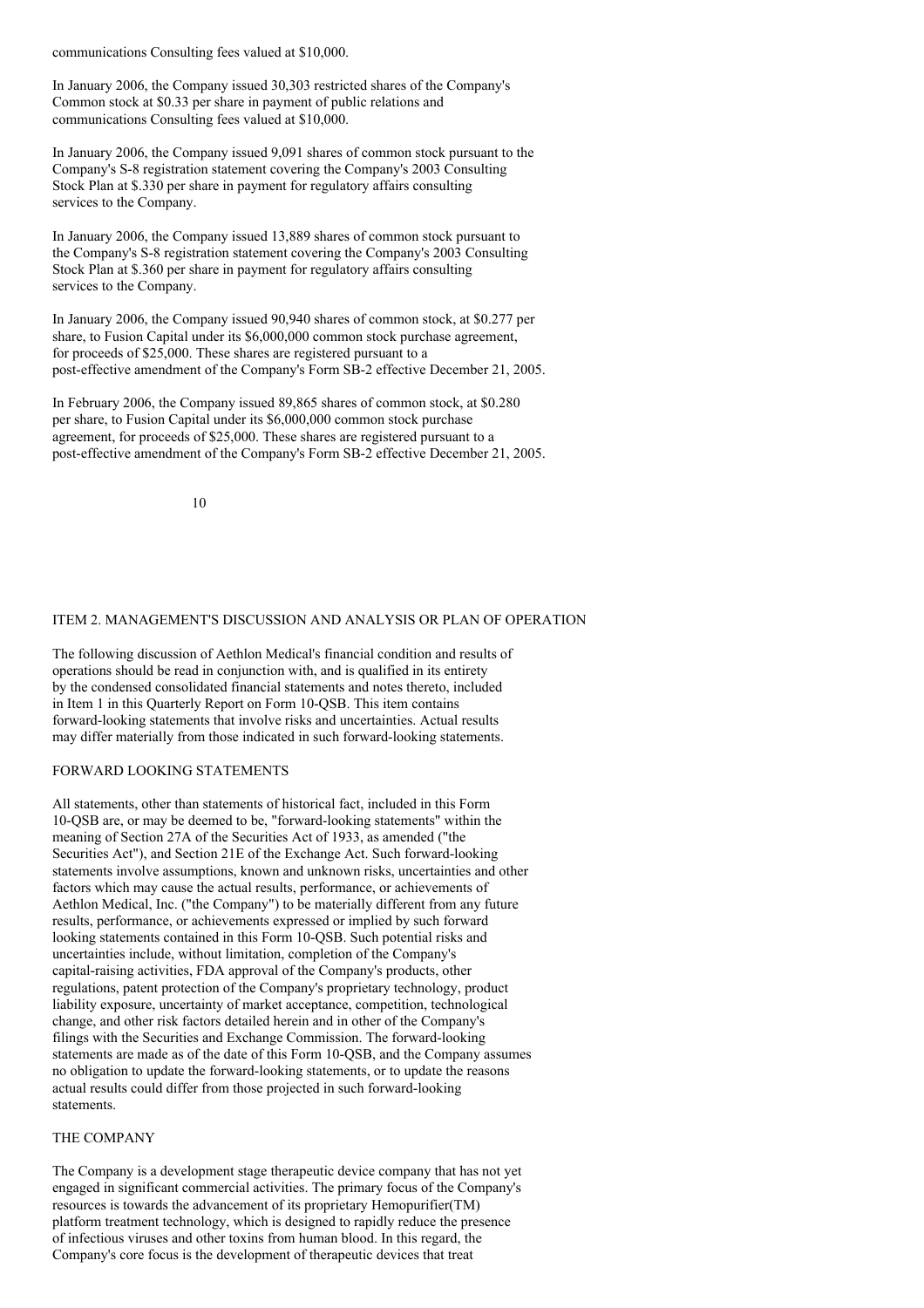communications Consulting fees valued at $10,000.

In January 2006, the Company issued 30,303 restricted shares of the Company's Common stock at $0.33 per share in payment of public relations and communications Consulting fees valued at $10,000.

In January 2006, the Company issued 9,091 shares of common stock pursuant to the Company's S-8 registration statement covering the Company's 2003 Consulting Stock Plan at $.330 per share in payment for regulatory affairs consulting services to the Company.

In January 2006, the Company issued 13,889 shares of common stock pursuant to the Company's S-8 registration statement covering the Company's 2003 Consulting Stock Plan at $.360 per share in payment for regulatory affairs consulting services to the Company.

In January 2006, the Company issued 90,940 shares of common stock, at $0.277 per share, to Fusion Capital under its $6,000,000 common stock purchase agreement, for proceeds of $25,000. These shares are registered pursuant to a post-effective amendment of the Company's Form SB-2 effective December 21, 2005.

In February 2006, the Company issued 89,865 shares of common stock, at $0.280 per share, to Fusion Capital under its $6,000,000 common stock purchase agreement, for proceeds of $25,000. These shares are registered pursuant to a post-effective amendment of the Company's Form SB-2 effective December 21, 2005.

## ITEM 2. MANAGEMENT'S DISCUSSION AND ANALYSIS OR PLAN OF OPERATION

The following discussion of Aethlon Medical's financial condition and results of operations should be read in conjunction with, and is qualified in its entirety by the condensed consolidated financial statements and notes thereto, included in Item 1 in this Quarterly Report on Form 10-QSB. This item contains forward-looking statements that involve risks and uncertainties. Actual results may differ materially from those indicated in such forward-looking statements.

### FORWARD LOOKING STATEMENTS

All statements, other than statements of historical fact, included in this Form 10-QSB are, or may be deemed to be, "forward-looking statements" within the meaning of Section 27A of the Securities Act of 1933, as amended ("the Securities Act"), and Section 21E of the Exchange Act. Such forward-looking statements involve assumptions, known and unknown risks, uncertainties and other factors which may cause the actual results, performance, or achievements of Aethlon Medical, Inc. ("the Company") to be materially different from any future results, performance, or achievements expressed or implied by such forward looking statements contained in this Form 10-QSB. Such potential risks and uncertainties include, without limitation, completion of the Company's capital-raising activities, FDA approval of the Company's products, other regulations, patent protection of the Company's proprietary technology, product liability exposure, uncertainty of market acceptance, competition, technological change, and other risk factors detailed herein and in other of the Company's filings with the Securities and Exchange Commission. The forward-looking statements are made as of the date of this Form 10-QSB, and the Company assumes no obligation to update the forward-looking statements, or to update the reasons actual results could differ from those projected in such forward-looking statements.

### THE COMPANY

The Company is a development stage therapeutic device company that has not yet engaged in significant commercial activities. The primary focus of the Company's resources is towards the advancement of its proprietary Hemopurifier(TM) platform treatment technology, which is designed to rapidly reduce the presence of infectious viruses and other toxins from human blood. In this regard, the Company's core focus is the development of therapeutic devices that treat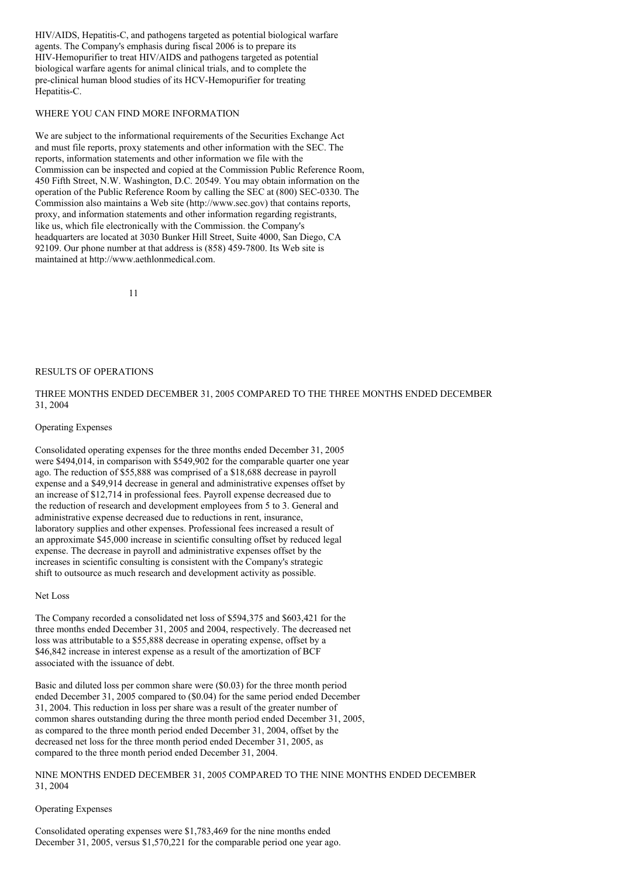HIV/AIDS, Hepatitis-C, and pathogens targeted as potential biological warfare agents. The Company's emphasis during fiscal 2006 is to prepare its HIV-Hemopurifier to treat HIV/AIDS and pathogens targeted as potential biological warfare agents for animal clinical trials, and to complete the pre-clinical human blood studies of its HCV-Hemopurifier for treating Hepatitis-C.

## WHERE YOU CAN FIND MORE INFORMATION

We are subject to the informational requirements of the Securities Exchange Act and must file reports, proxy statements and other information with the SEC. The reports, information statements and other information we file with the Commission can be inspected and copied at the Commission Public Reference Room, 450 Fifth Street, N.W. Washington, D.C. 20549. You may obtain information on the operation of the Public Reference Room by calling the SEC at (800) SEC-0330. The Commission also maintains a Web site (http://www.sec.gov) that contains reports, proxy, and information statements and other information regarding registrants, like us, which file electronically with the Commission. the Company's headquarters are located at 3030 Bunker Hill Street, Suite 4000, San Diego, CA 92109. Our phone number at that address is (858) 459-7800. Its Web site is maintained at http://www.aethlonmedical.com.

## RESULTS OF OPERATIONS

### THREE MONTHS ENDED DECEMBER 31, 2005 COMPARED TO THE THREE MONTHS ENDED DECEMBER 31, 2004

Operating Expenses

Consolidated operating expenses for the three months ended December 31, 2005 were $494,014, in comparison with $549,902 for the comparable quarter one year ago. The reduction of $55,888 was comprised of a $18,688 decrease in payroll expense and a $49,914 decrease in general and administrative expenses offset by an increase of $12,714 in professional fees. Payroll expense decreased due to the reduction of research and development employees from 5 to 3. General and administrative expense decreased due to reductions in rent, insurance, laboratory supplies and other expenses. Professional fees increased a result of an approximate $45,000 increase in scientific consulting offset by reduced legal expense. The decrease in payroll and administrative expenses offset by the increases in scientific consulting is consistent with the Company's strategic shift to outsource as much research and development activity as possible.

Net Loss

The Company recorded a consolidated net loss of $594,375 and $603,421 for the three months ended December 31, 2005 and 2004, respectively. The decreased net loss was attributable to a $55,888 decrease in operating expense, offset by a $46,842 increase in interest expense as a result of the amortization of BCF associated with the issuance of debt.

Basic and diluted loss per common share were ($0.03) for the three month period ended December 31, 2005 compared to ($0.04) for the same period ended December 31, 2004. This reduction in loss per share was a result of the greater number of common shares outstanding during the three month period ended December 31, 2005, as compared to the three month period ended December 31, 2004, offset by the decreased net loss for the three month period ended December 31, 2005, as compared to the three month period ended December 31, 2004.

### NINE MONTHS ENDED DECEMBER 31, 2005 COMPARED TO THE NINE MONTHS ENDED DECEMBER 31, 2004

Operating Expenses

Consolidated operating expenses were $1,783,469 for the nine months ended December 31, 2005, versus $1,570,221 for the comparable period one year ago.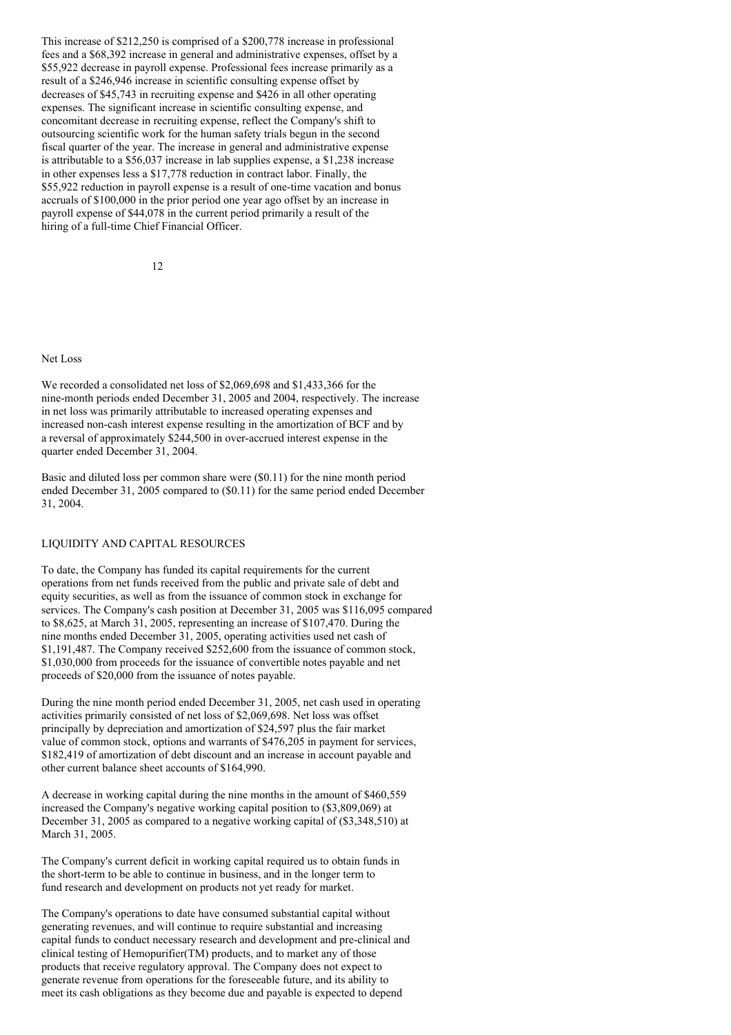This increase of $212,250 is comprised of a $200,778 increase in professional fees and a $68,392 increase in general and administrative expenses, offset by a $55,922 decrease in payroll expense. Professional fees increase primarily as a result of a $246,946 increase in scientific consulting expense offset by decreases of $45,743 in recruiting expense and $426 in all other operating expenses. The significant increase in scientific consulting expense, and concomitant decrease in recruiting expense, reflect the Company's shift to outsourcing scientific work for the human safety trials begun in the second fiscal quarter of the year. The increase in general and administrative expense is attributable to a $56,037 increase in lab supplies expense, a $1,238 increase in other expenses less a $17,778 reduction in contract labor. Finally, the $55,922 reduction in payroll expense is a result of one-time vacation and bonus accruals of $100,000 in the prior period one year ago offset by an increase in payroll expense of $44,078 in the current period primarily a result of the hiring of a full-time Chief Financial Officer.

Net Loss

We recorded a consolidated net loss of $2,069,698 and $1,433,366 for the nine-month periods ended December 31, 2005 and 2004, respectively. The increase in net loss was primarily attributable to increased operating expenses and increased non-cash interest expense resulting in the amortization of BCF and by a reversal of approximately $244,500 in over-accrued interest expense in the quarter ended December 31, 2004.

Basic and diluted loss per common share were ($0.11) for the nine month period ended December 31, 2005 compared to ($0.11) for the same period ended December 31, 2004.

## LIQUIDITY AND CAPITAL RESOURCES

To date, the Company has funded its capital requirements for the current operations from net funds received from the public and private sale of debt and equity securities, as well as from the issuance of common stock in exchange for services. The Company's cash position at December 31, 2005 was $116,095 compared to $8,625, at March 31, 2005, representing an increase of $107,470. During the nine months ended December 31, 2005, operating activities used net cash of $1,191,487. The Company received $252,600 from the issuance of common stock, $1,030,000 from proceeds for the issuance of convertible notes payable and net proceeds of $20,000 from the issuance of notes payable.

During the nine month period ended December 31, 2005, net cash used in operating activities primarily consisted of net loss of $2,069,698. Net loss was offset principally by depreciation and amortization of $24,597 plus the fair market value of common stock, options and warrants of $476,205 in payment for services, $182,419 of amortization of debt discount and an increase in account payable and other current balance sheet accounts of $164,990.

A decrease in working capital during the nine months in the amount of $460,559 increased the Company's negative working capital position to ($3,809,069) at December 31, 2005 as compared to a negative working capital of ($3,348,510) at March 31, 2005.

The Company's current deficit in working capital required us to obtain funds in the short-term to be able to continue in business, and in the longer term to fund research and development on products not yet ready for market.

The Company's operations to date have consumed substantial capital without generating revenues, and will continue to require substantial and increasing capital funds to conduct necessary research and development and pre-clinical and clinical testing of Hemopurifier(TM) products, and to market any of those products that receive regulatory approval. The Company does not expect to generate revenue from operations for the foreseeable future, and its ability to meet its cash obligations as they become due and payable is expected to depend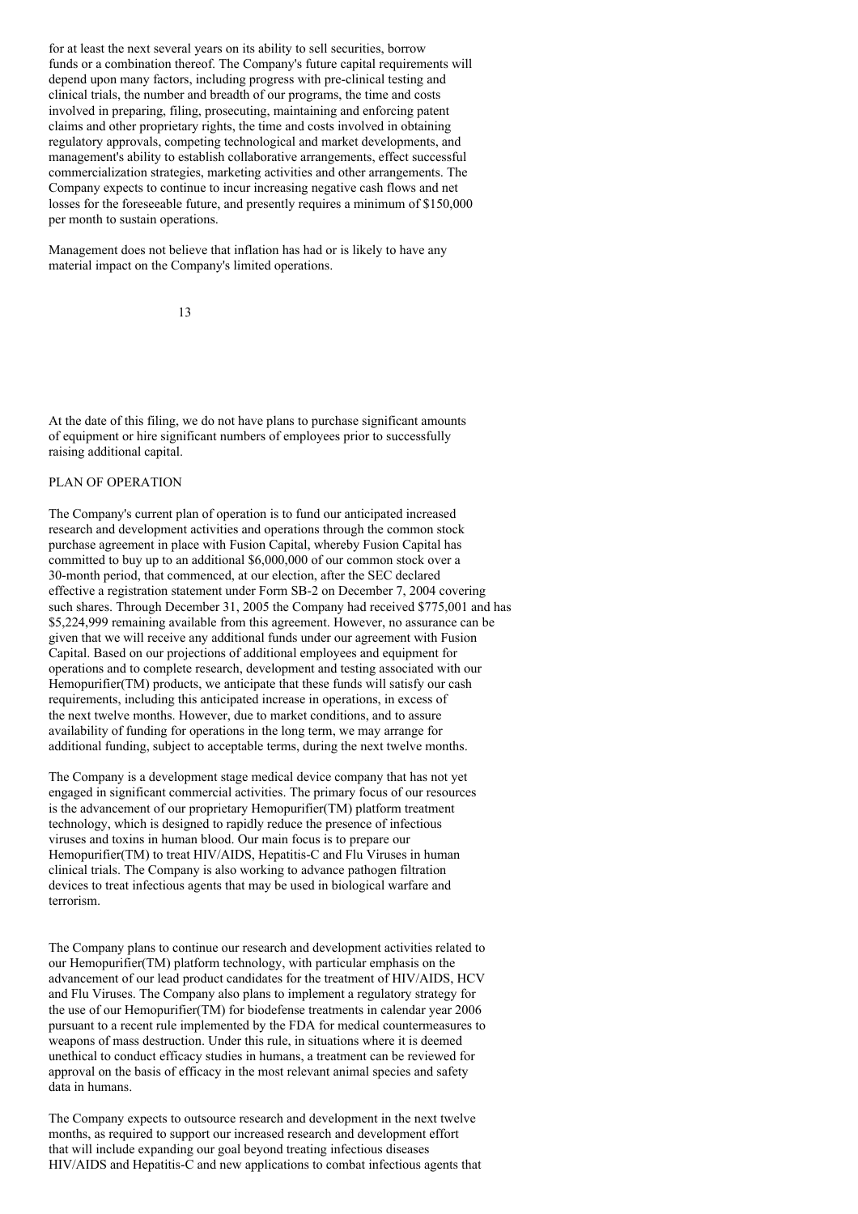for at least the next several years on its ability to sell securities, borrow funds or a combination thereof. The Company's future capital requirements will depend upon many factors, including progress with pre-clinical testing and clinical trials, the number and breadth of our programs, the time and costs involved in preparing, filing, prosecuting, maintaining and enforcing patent claims and other proprietary rights, the time and costs involved in obtaining regulatory approvals, competing technological and market developments, and management's ability to establish collaborative arrangements, effect successful commercialization strategies, marketing activities and other arrangements. The Company expects to continue to incur increasing negative cash flows and net losses for the foreseeable future, and presently requires a minimum of $150,000 per month to sustain operations.

Management does not believe that inflation has had or is likely to have any material impact on the Company's limited operations.

At the date of this filing, we do not have plans to purchase significant amounts of equipment or hire significant numbers of employees prior to successfully raising additional capital.

## PLAN OF OPERATION

The Company's current plan of operation is to fund our anticipated increased research and development activities and operations through the common stock purchase agreement in place with Fusion Capital, whereby Fusion Capital has committed to buy up to an additional $6,000,000 of our common stock over a 30-month period, that commenced, at our election, after the SEC declared effective a registration statement under Form SB-2 on December 7, 2004 covering such shares. Through December 31, 2005 the Company had received $775,001 and has $5,224,999 remaining available from this agreement. However, no assurance can be given that we will receive any additional funds under our agreement with Fusion Capital. Based on our projections of additional employees and equipment for operations and to complete research, development and testing associated with our Hemopurifier(TM) products, we anticipate that these funds will satisfy our cash requirements, including this anticipated increase in operations, in excess of the next twelve months. However, due to market conditions, and to assure availability of funding for operations in the long term, we may arrange for additional funding, subject to acceptable terms, during the next twelve months.

The Company is a development stage medical device company that has not yet engaged in significant commercial activities. The primary focus of our resources is the advancement of our proprietary Hemopurifier(TM) platform treatment technology, which is designed to rapidly reduce the presence of infectious viruses and toxins in human blood. Our main focus is to prepare our Hemopurifier(TM) to treat HIV/AIDS, Hepatitis-C and Flu Viruses in human clinical trials. The Company is also working to advance pathogen filtration devices to treat infectious agents that may be used in biological warfare and terrorism.

The Company plans to continue our research and development activities related to our Hemopurifier(TM) platform technology, with particular emphasis on the advancement of our lead product candidates for the treatment of HIV/AIDS, HCV and Flu Viruses. The Company also plans to implement a regulatory strategy for the use of our Hemopurifier(TM) for biodefense treatments in calendar year 2006 pursuant to a recent rule implemented by the FDA for medical countermeasures to weapons of mass destruction. Under this rule, in situations where it is deemed unethical to conduct efficacy studies in humans, a treatment can be reviewed for approval on the basis of efficacy in the most relevant animal species and safety data in humans.

The Company expects to outsource research and development in the next twelve months, as required to support our increased research and development effort that will include expanding our goal beyond treating infectious diseases HIV/AIDS and Hepatitis-C and new applications to combat infectious agents that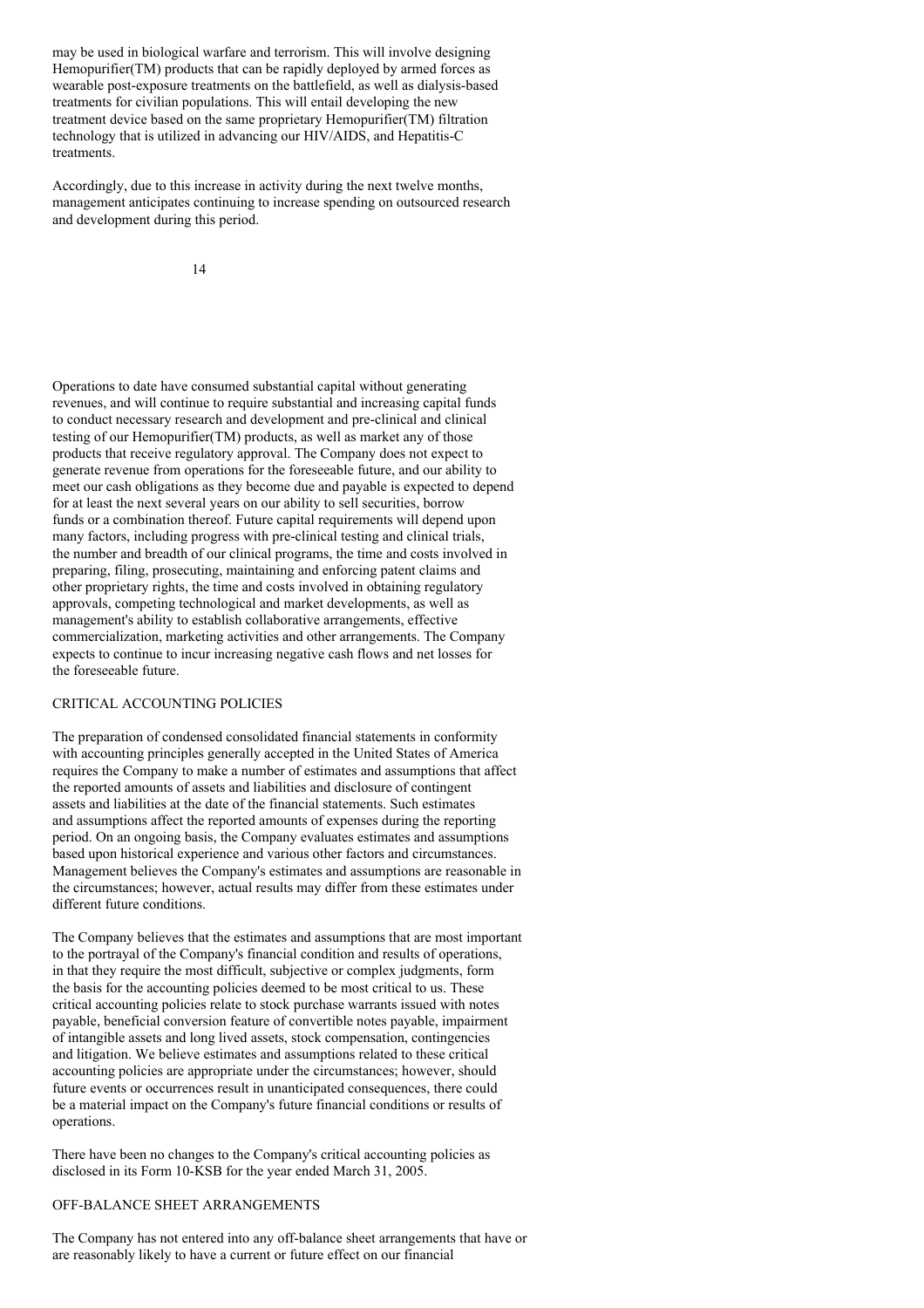may be used in biological warfare and terrorism. This will involve designing Hemopurifier(TM) products that can be rapidly deployed by armed forces as wearable post-exposure treatments on the battlefield, as well as dialysis-based treatments for civilian populations. This will entail developing the new treatment device based on the same proprietary Hemopurifier(TM) filtration technology that is utilized in advancing our HIV/AIDS, and Hepatitis-C treatments.

Accordingly, due to this increase in activity during the next twelve months, management anticipates continuing to increase spending on outsourced research and development during this period.

Operations to date have consumed substantial capital without generating revenues, and will continue to require substantial and increasing capital funds to conduct necessary research and development and pre-clinical and clinical testing of our Hemopurifier(TM) products, as well as market any of those products that receive regulatory approval. The Company does not expect to generate revenue from operations for the foreseeable future, and our ability to meet our cash obligations as they become due and payable is expected to depend for at least the next several years on our ability to sell securities, borrow funds or a combination thereof. Future capital requirements will depend upon many factors, including progress with pre-clinical testing and clinical trials, the number and breadth of our clinical programs, the time and costs involved in preparing, filing, prosecuting, maintaining and enforcing patent claims and other proprietary rights, the time and costs involved in obtaining regulatory approvals, competing technological and market developments, as well as management's ability to establish collaborative arrangements, effective commercialization, marketing activities and other arrangements. The Company expects to continue to incur increasing negative cash flows and net losses for the foreseeable future.

## CRITICAL ACCOUNTING POLICIES

The preparation of condensed consolidated financial statements in conformity with accounting principles generally accepted in the United States of America requires the Company to make a number of estimates and assumptions that affect the reported amounts of assets and liabilities and disclosure of contingent assets and liabilities at the date of the financial statements. Such estimates and assumptions affect the reported amounts of expenses during the reporting period. On an ongoing basis, the Company evaluates estimates and assumptions based upon historical experience and various other factors and circumstances. Management believes the Company's estimates and assumptions are reasonable in the circumstances; however, actual results may differ from these estimates under different future conditions.

The Company believes that the estimates and assumptions that are most important to the portrayal of the Company's financial condition and results of operations, in that they require the most difficult, subjective or complex judgments, form the basis for the accounting policies deemed to be most critical to us. These critical accounting policies relate to stock purchase warrants issued with notes payable, beneficial conversion feature of convertible notes payable, impairment of intangible assets and long lived assets, stock compensation, contingencies and litigation. We believe estimates and assumptions related to these critical accounting policies are appropriate under the circumstances; however, should future events or occurrences result in unanticipated consequences, there could be a material impact on the Company's future financial conditions or results of operations.

There have been no changes to the Company's critical accounting policies as disclosed in its Form 10-KSB for the year ended March 31, 2005.

## OFF-BALANCE SHEET ARRANGEMENTS

The Company has not entered into any off-balance sheet arrangements that have or are reasonably likely to have a current or future effect on our financial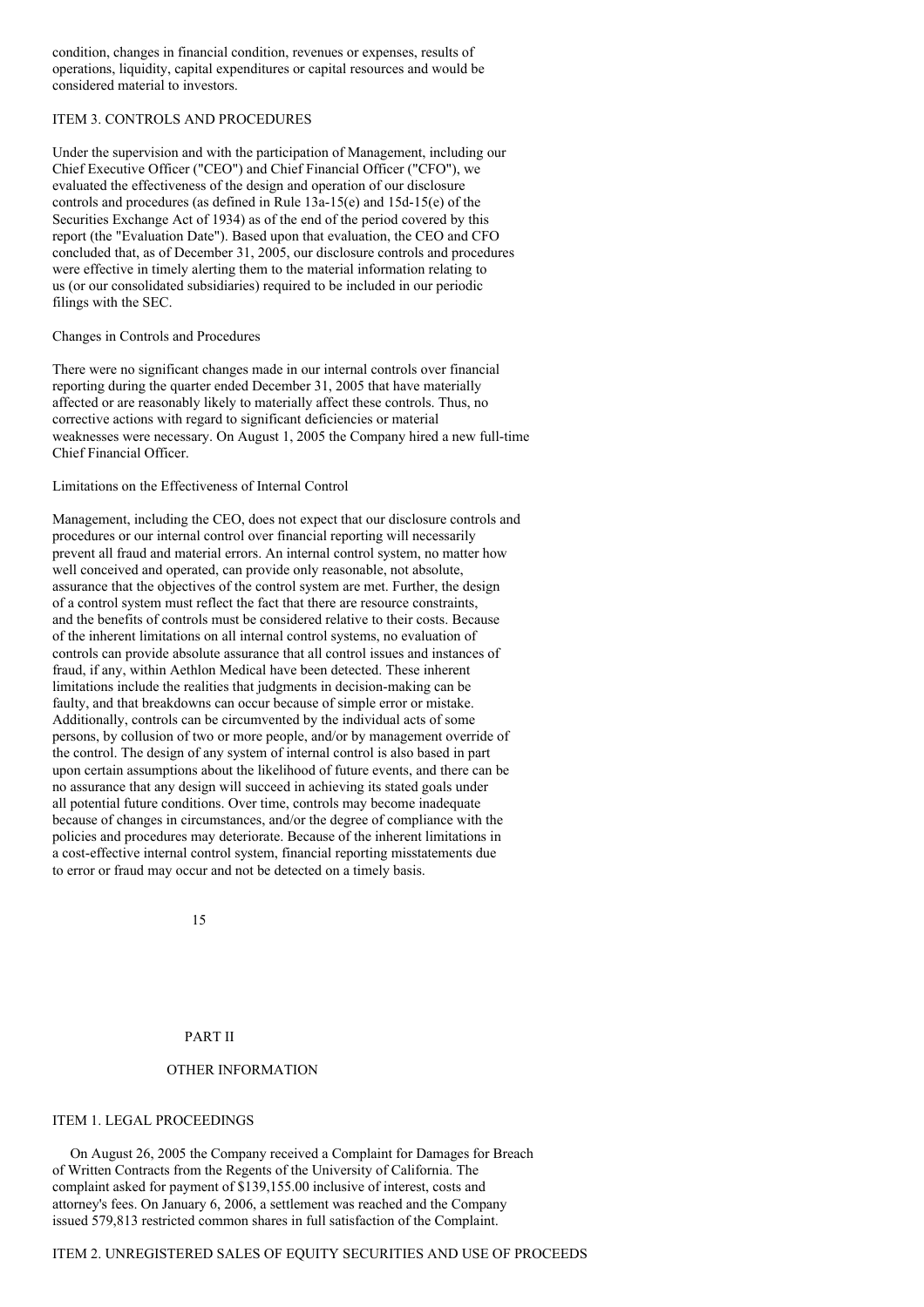condition, changes in financial condition, revenues or expenses, results of operations, liquidity, capital expenditures or capital resources and would be considered material to investors.

## ITEM 3. CONTROLS AND PROCEDURES

Under the supervision and with the participation of Management, including our Chief Executive Officer ("CEO") and Chief Financial Officer ("CFO"), we evaluated the effectiveness of the design and operation of our disclosure controls and procedures (as defined in Rule 13a-15(e) and 15d-15(e) of the Securities Exchange Act of 1934) as of the end of the period covered by this report (the "Evaluation Date"). Based upon that evaluation, the CEO and CFO concluded that, as of December 31, 2005, our disclosure controls and procedures were effective in timely alerting them to the material information relating to us (or our consolidated subsidiaries) required to be included in our periodic filings with the SEC.

### Changes in Controls and Procedures

There were no significant changes made in our internal controls over financial reporting during the quarter ended December 31, 2005 that have materially affected or are reasonably likely to materially affect these controls. Thus, no corrective actions with regard to significant deficiencies or material weaknesses were necessary. On August 1, 2005 the Company hired a new full-time Chief Financial Officer.

### Limitations on the Effectiveness of Internal Control

Management, including the CEO, does not expect that our disclosure controls and procedures or our internal control over financial reporting will necessarily prevent all fraud and material errors. An internal control system, no matter how well conceived and operated, can provide only reasonable, not absolute, assurance that the objectives of the control system are met. Further, the design of a control system must reflect the fact that there are resource constraints, and the benefits of controls must be considered relative to their costs. Because of the inherent limitations on all internal control systems, no evaluation of controls can provide absolute assurance that all control issues and instances of fraud, if any, within Aethlon Medical have been detected. These inherent limitations include the realities that judgments in decision-making can be faulty, and that breakdowns can occur because of simple error or mistake. Additionally, controls can be circumvented by the individual acts of some persons, by collusion of two or more people, and/or by management override of the control. The design of any system of internal control is also based in part upon certain assumptions about the likelihood of future events, and there can be no assurance that any design will succeed in achieving its stated goals under all potential future conditions. Over time, controls may become inadequate because of changes in circumstances, and/or the degree of compliance with the policies and procedures may deteriorate. Because of the inherent limitations in a cost-effective internal control system, financial reporting misstatements due to error or fraud may occur and not be detected on a timely basis.

# PART II

## OTHER INFORMATION

## ITEM 1. LEGAL PROCEEDINGS

On August 26, 2005 the Company received a Complaint for Damages for Breach of Written Contracts from the Regents of the University of California. The complaint asked for payment of $139,155.00 inclusive of interest, costs and attorney's fees. On January 6, 2006, a settlement was reached and the Company issued 579,813 restricted common shares in full satisfaction of the Complaint.

## ITEM 2. UNREGISTERED SALES OF EQUITY SECURITIES AND USE OF PROCEEDS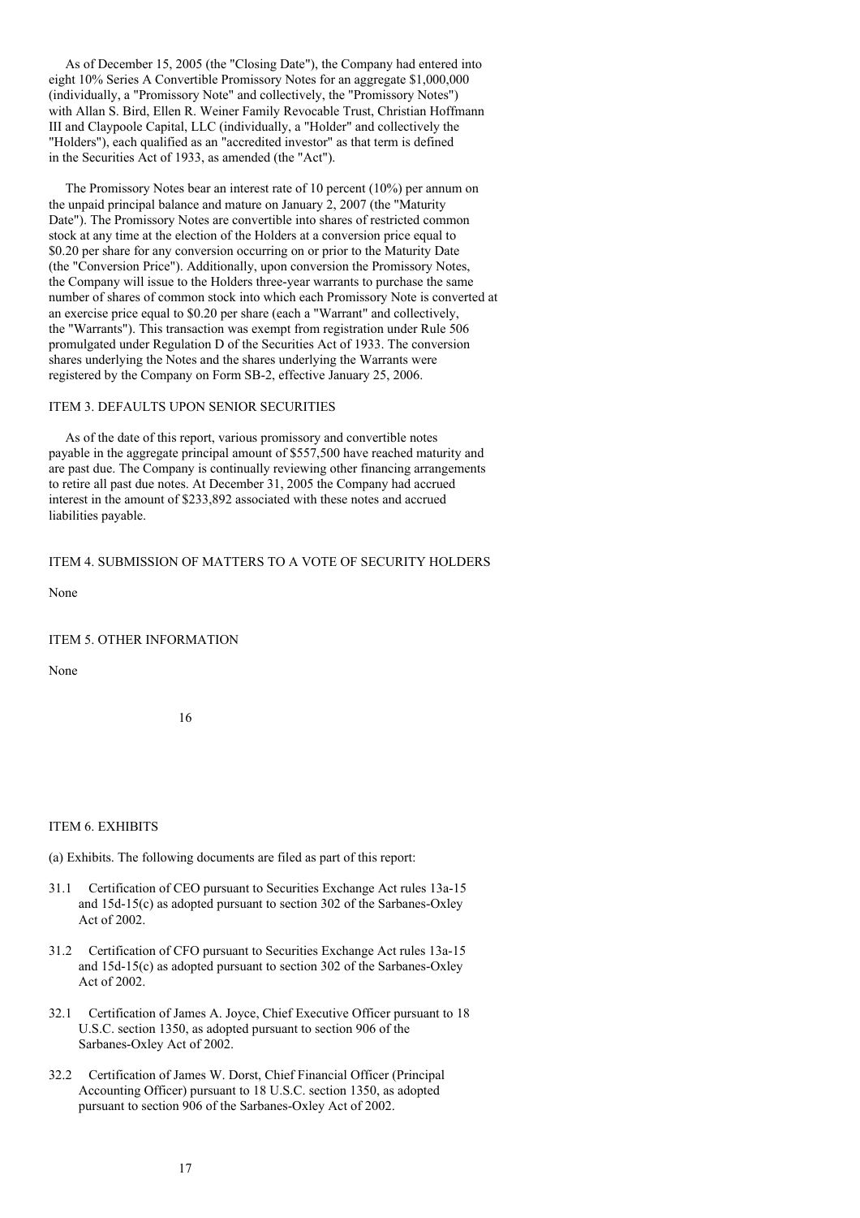As of December 15, 2005 (the "Closing Date"), the Company had entered into eight 10% Series A Convertible Promissory Notes for an aggregate $1,000,000 (individually, a "Promissory Note" and collectively, the "Promissory Notes") with Allan S. Bird, Ellen R. Weiner Family Revocable Trust, Christian Hoffmann III and Claypoole Capital, LLC (individually, a "Holder" and collectively the "Holders"), each qualified as an "accredited investor" as that term is defined in the Securities Act of 1933, as amended (the "Act").

The Promissory Notes bear an interest rate of 10 percent (10%) per annum on the unpaid principal balance and mature on January 2, 2007 (the "Maturity Date"). The Promissory Notes are convertible into shares of restricted common stock at any time at the election of the Holders at a conversion price equal to $0.20 per share for any conversion occurring on or prior to the Maturity Date (the "Conversion Price"). Additionally, upon conversion the Promissory Notes, the Company will issue to the Holders three-year warrants to purchase the same number of shares of common stock into which each Promissory Note is converted at an exercise price equal to $0.20 per share (each a "Warrant" and collectively, the "Warrants"). This transaction was exempt from registration under Rule 506 promulgated under Regulation D of the Securities Act of 1933. The conversion shares underlying the Notes and the shares underlying the Warrants were registered by the Company on Form SB-2, effective January 25, 2006.

## ITEM 3. DEFAULTS UPON SENIOR SECURITIES

As of the date of this report, various promissory and convertible notes payable in the aggregate principal amount of $557,500 have reached maturity and are past due. The Company is continually reviewing other financing arrangements to retire all past due notes. At December 31, 2005 the Company had accrued interest in the amount of $233,892 associated with these notes and accrued liabilities payable.

## ITEM 4. SUBMISSION OF MATTERS TO A VOTE OF SECURITY HOLDERS

None

## ITEM 5. OTHER INFORMATION

None

## ITEM 6. EXHIBITS

(a) Exhibits. The following documents are filed as part of this report:

- 31.1 Certification of CEO pursuant to Securities Exchange Act rules 13a-15 and 15d-15(c) as adopted pursuant to section 302 of the Sarbanes-Oxley Act of 2002.
- 31.2 Certification of CFO pursuant to Securities Exchange Act rules 13a-15 and 15d-15(c) as adopted pursuant to section 302 of the Sarbanes-Oxley Act of 2002.
- 32.1 Certification of James A. Joyce, Chief Executive Officer pursuant to 18 U.S.C. section 1350, as adopted pursuant to section 906 of the Sarbanes-Oxley Act of 2002.
- 32.2 Certification of James W. Dorst, Chief Financial Officer (Principal Accounting Officer) pursuant to 18 U.S.C. section 1350, as adopted pursuant to section 906 of the Sarbanes-Oxley Act of 2002.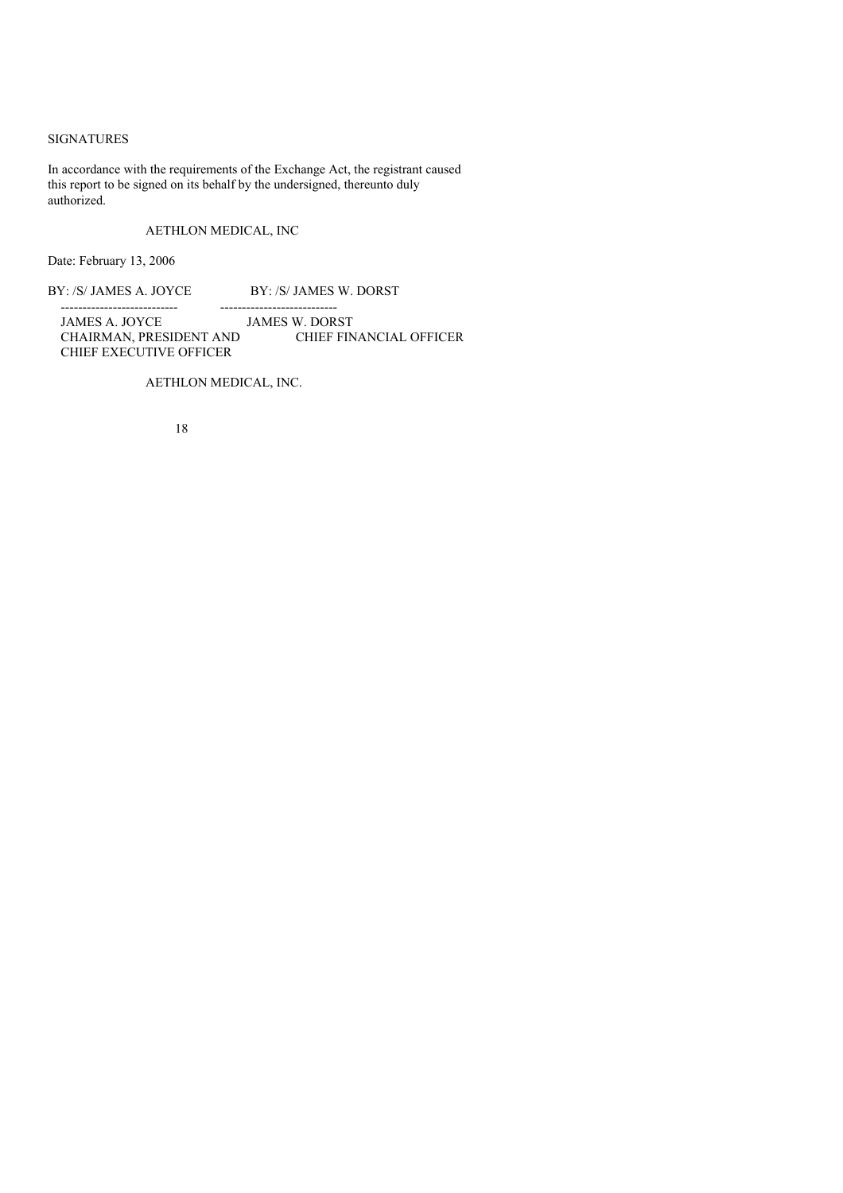SIGNATURES

In accordance with the requirements of the Exchange Act, the registrant caused this report to be signed on its behalf by the undersigned, thereunto duly authorized.

AETHLON MEDICAL, INC

Date: February 13, 2006

| BY: /S/ JAMES A. JOYCE | BY: /S/ JAMES W. DORST |
|---|---|
| JAMES A. JOYCE | JAMES W. DORST |
| CHAIRMAN, PRESIDENT AND CHIEF EXECUTIVE OFFICER | CHIEF FINANCIAL OFFICER |

AETHLON MEDICAL, INC.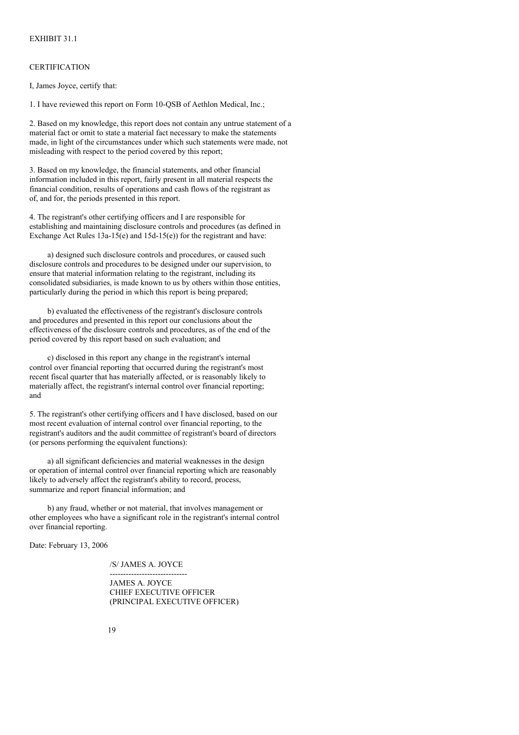EXHIBIT 31.1

CERTIFICATION

I, James Joyce, certify that:

1. I have reviewed this report on Form 10-QSB of Aethlon Medical, Inc.;

2. Based on my knowledge, this report does not contain any untrue statement of a material fact or omit to state a material fact necessary to make the statements made, in light of the circumstances under which such statements were made, not misleading with respect to the period covered by this report;

3. Based on my knowledge, the financial statements, and other financial information included in this report, fairly present in all material respects the financial condition, results of operations and cash flows of the registrant as of, and for, the periods presented in this report.

4. The registrant's other certifying officers and I are responsible for establishing and maintaining disclosure controls and procedures (as defined in Exchange Act Rules 13a-15(e) and 15d-15(e)) for the registrant and have:

a) designed such disclosure controls and procedures, or caused such disclosure controls and procedures to be designed under our supervision, to ensure that material information relating to the registrant, including its consolidated subsidiaries, is made known to us by others within those entities, particularly during the period in which this report is being prepared;

b) evaluated the effectiveness of the registrant's disclosure controls and procedures and presented in this report our conclusions about the effectiveness of the disclosure controls and procedures, as of the end of the period covered by this report based on such evaluation; and

c) disclosed in this report any change in the registrant's internal control over financial reporting that occurred during the registrant's most recent fiscal quarter that has materially affected, or is reasonably likely to materially affect, the registrant's internal control over financial reporting; and

5. The registrant's other certifying officers and I have disclosed, based on our most recent evaluation of internal control over financial reporting, to the registrant's auditors and the audit committee of registrant's board of directors (or persons performing the equivalent functions):

a) all significant deficiencies and material weaknesses in the design or operation of internal control over financial reporting which are reasonably likely to adversely affect the registrant's ability to record, process, summarize and report financial information; and

b) any fraud, whether or not material, that involves management or other employees who have a significant role in the registrant's internal control over financial reporting.

Date: February 13, 2006

/S/ JAMES A. JOYCE

-----------------------------

JAMES A. JOYCE
CHIEF EXECUTIVE OFFICER
(PRINCIPAL EXECUTIVE OFFICER)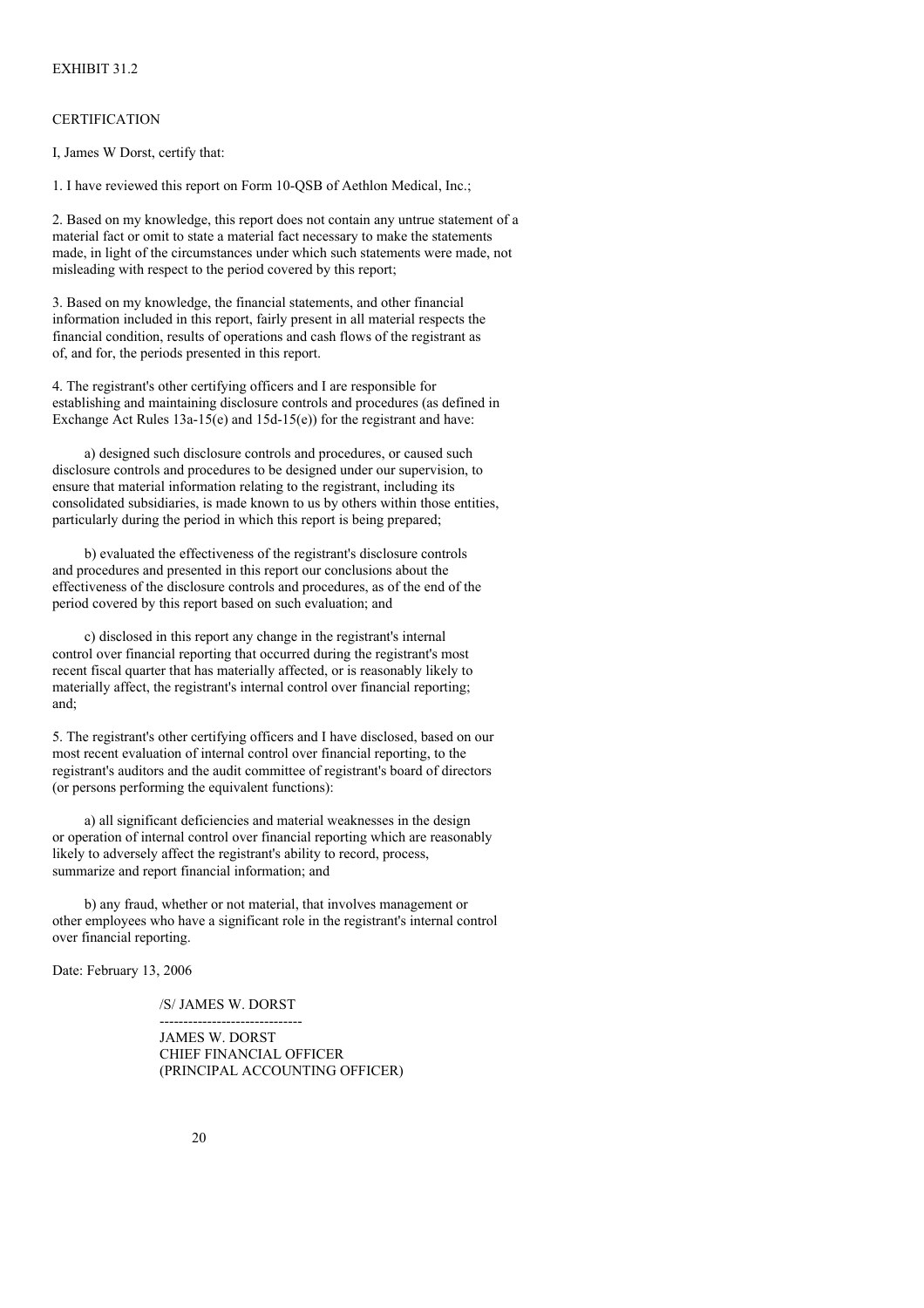EXHIBIT 31.2

CERTIFICATION

I, James W Dorst, certify that:

1. I have reviewed this report on Form 10-QSB of Aethlon Medical, Inc.;

2. Based on my knowledge, this report does not contain any untrue statement of a material fact or omit to state a material fact necessary to make the statements made, in light of the circumstances under which such statements were made, not misleading with respect to the period covered by this report;

3. Based on my knowledge, the financial statements, and other financial information included in this report, fairly present in all material respects the financial condition, results of operations and cash flows of the registrant as of, and for, the periods presented in this report.

4. The registrant's other certifying officers and I are responsible for establishing and maintaining disclosure controls and procedures (as defined in Exchange Act Rules 13a-15(e) and 15d-15(e)) for the registrant and have:

a) designed such disclosure controls and procedures, or caused such disclosure controls and procedures to be designed under our supervision, to ensure that material information relating to the registrant, including its consolidated subsidiaries, is made known to us by others within those entities, particularly during the period in which this report is being prepared;

b) evaluated the effectiveness of the registrant's disclosure controls and procedures and presented in this report our conclusions about the effectiveness of the disclosure controls and procedures, as of the end of the period covered by this report based on such evaluation; and

c) disclosed in this report any change in the registrant's internal control over financial reporting that occurred during the registrant's most recent fiscal quarter that has materially affected, or is reasonably likely to materially affect, the registrant's internal control over financial reporting; and;

5. The registrant's other certifying officers and I have disclosed, based on our most recent evaluation of internal control over financial reporting, to the registrant's auditors and the audit committee of registrant's board of directors (or persons performing the equivalent functions):

a) all significant deficiencies and material weaknesses in the design or operation of internal control over financial reporting which are reasonably likely to adversely affect the registrant's ability to record, process, summarize and report financial information; and

b) any fraud, whether or not material, that involves management or other employees who have a significant role in the registrant's internal control over financial reporting.

Date: February 13, 2006

/S/ JAMES W. DORST

------------------------------

JAMES W. DORST
CHIEF FINANCIAL OFFICER
(PRINCIPAL ACCOUNTING OFFICER)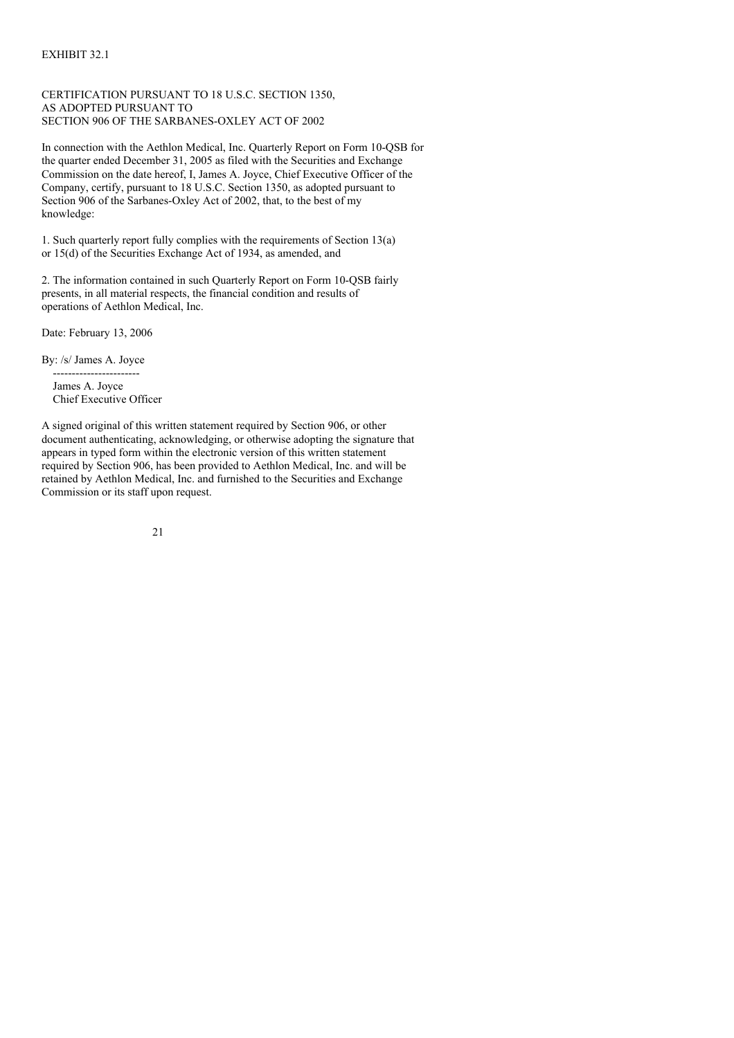EXHIBIT 32.1

CERTIFICATION PURSUANT TO 18 U.S.C. SECTION 1350,
AS ADOPTED PURSUANT TO
SECTION 906 OF THE SARBANES-OXLEY ACT OF 2002

In connection with the Aethlon Medical, Inc. Quarterly Report on Form 10-QSB for the quarter ended December 31, 2005 as filed with the Securities and Exchange Commission on the date hereof, I, James A. Joyce, Chief Executive Officer of the Company, certify, pursuant to 18 U.S.C. Section 1350, as adopted pursuant to Section 906 of the Sarbanes-Oxley Act of 2002, that, to the best of my knowledge:

1. Such quarterly report fully complies with the requirements of Section 13(a) or 15(d) of the Securities Exchange Act of 1934, as amended, and

2. The information contained in such Quarterly Report on Form 10-QSB fairly presents, in all material respects, the financial condition and results of operations of Aethlon Medical, Inc.

Date: February 13, 2006

By: /s/ James A. Joyce

-----------------------

James A. Joyce
Chief Executive Officer

A signed original of this written statement required by Section 906, or other document authenticating, acknowledging, or otherwise adopting the signature that appears in typed form within the electronic version of this written statement required by Section 906, has been provided to Aethlon Medical, Inc. and will be retained by Aethlon Medical, Inc. and furnished to the Securities and Exchange Commission or its staff upon request.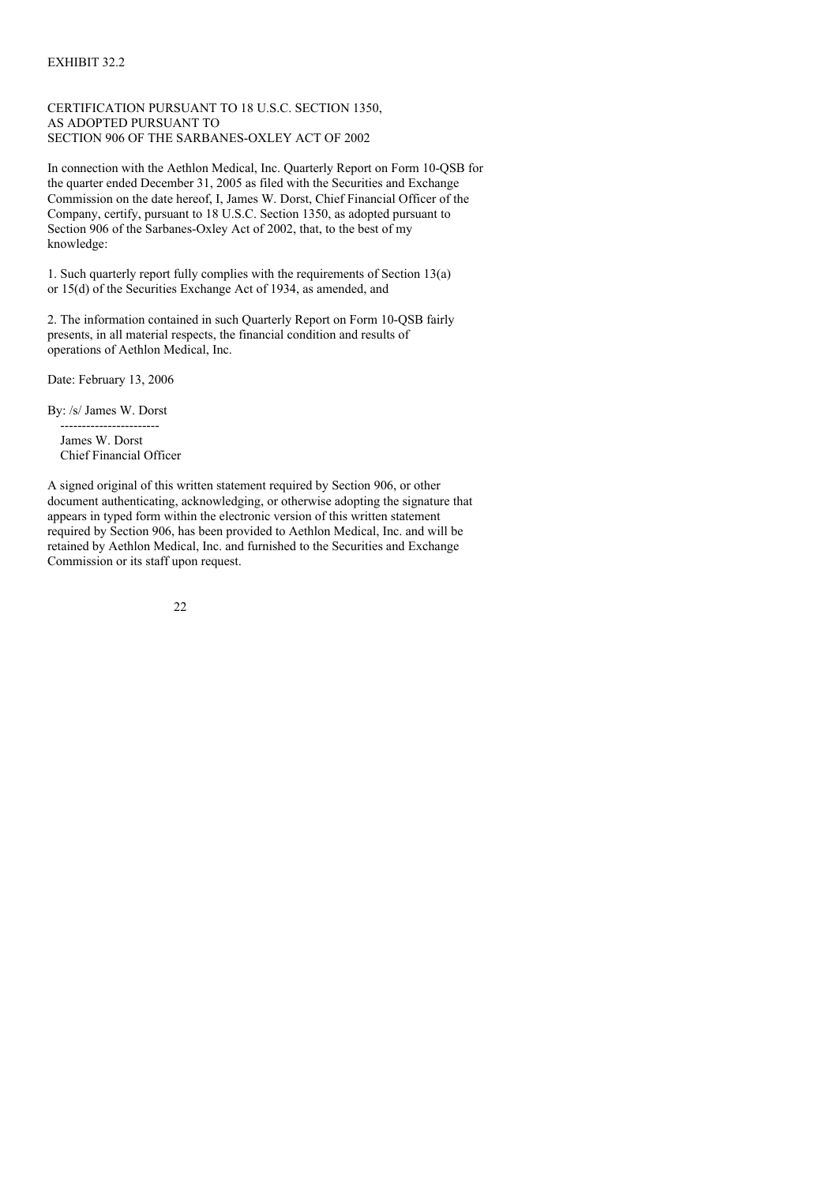EXHIBIT 32.2

CERTIFICATION PURSUANT TO 18 U.S.C. SECTION 1350,
AS ADOPTED PURSUANT TO
SECTION 906 OF THE SARBANES-OXLEY ACT OF 2002

In connection with the Aethlon Medical, Inc. Quarterly Report on Form 10-QSB for the quarter ended December 31, 2005 as filed with the Securities and Exchange Commission on the date hereof, I, James W. Dorst, Chief Financial Officer of the Company, certify, pursuant to 18 U.S.C. Section 1350, as adopted pursuant to Section 906 of the Sarbanes-Oxley Act of 2002, that, to the best of my knowledge:

1. Such quarterly report fully complies with the requirements of Section 13(a) or 15(d) of the Securities Exchange Act of 1934, as amended, and

2. The information contained in such Quarterly Report on Form 10-QSB fairly presents, in all material respects, the financial condition and results of operations of Aethlon Medical, Inc.

Date: February 13, 2006

By: /s/ James W. Dorst
-----------------------
James W. Dorst
Chief Financial Officer

A signed original of this written statement required by Section 906, or other document authenticating, acknowledging, or otherwise adopting the signature that appears in typed form within the electronic version of this written statement required by Section 906, has been provided to Aethlon Medical, Inc. and will be retained by Aethlon Medical, Inc. and furnished to the Securities and Exchange Commission or its staff upon request.